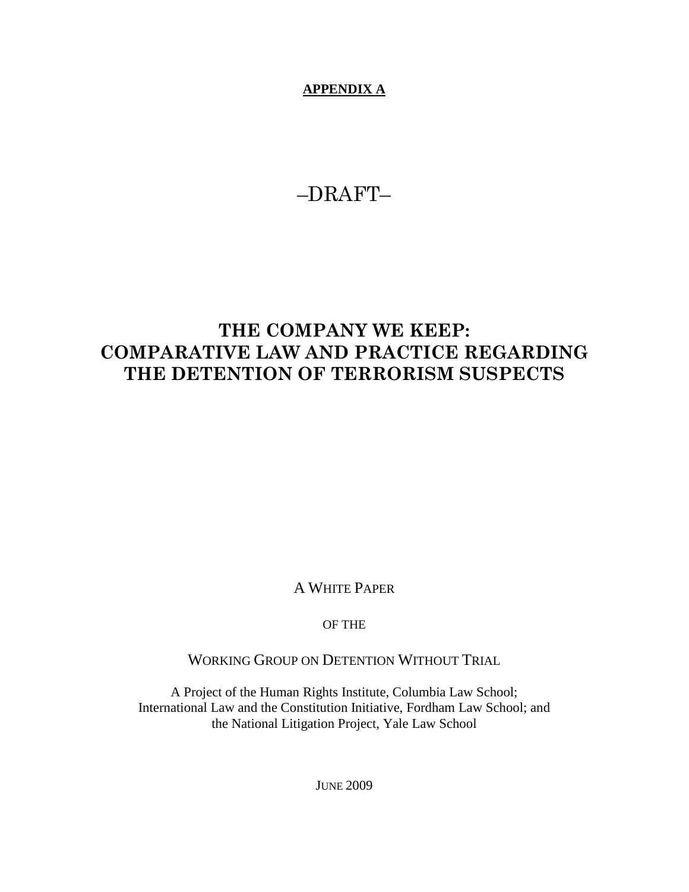**APPENDIX A**

–DRAFT–

# THE COMPANY WE KEEP: COMPARATIVE LAW AND PRACTICE REGARDING THE DETENTION OF TERRORISM SUSPECTS

A WHITE PAPER

OF THE

WORKING GROUP ON DETENTION WITHOUT TRIAL

A Project of the Human Rights Institute, Columbia Law School; International Law and the Constitution Initiative, Fordham Law School; and the National Litigation Project, Yale Law School

JUNE 2009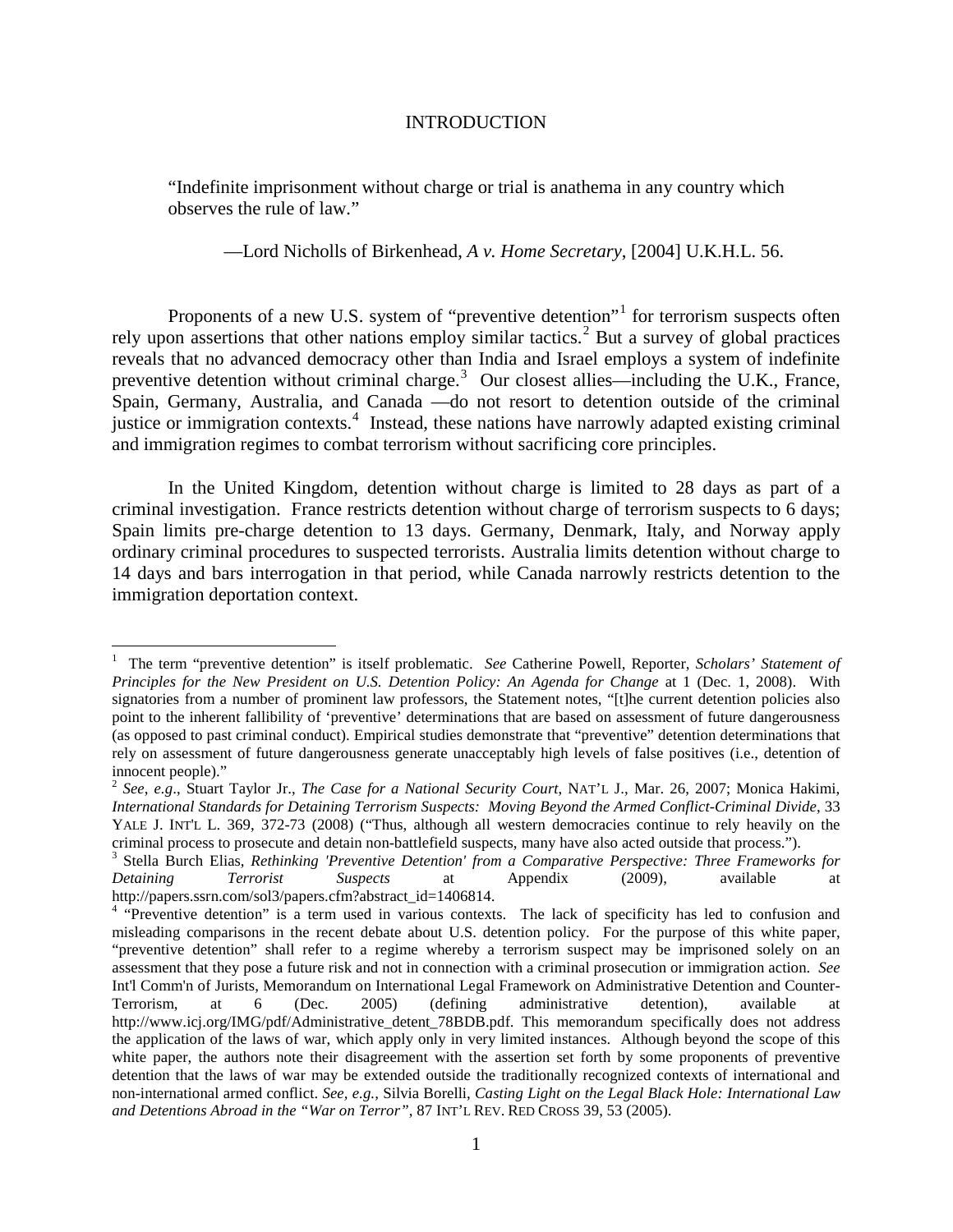## INTRODUCTION

> "Indefinite imprisonment without charge or trial is anathema in any country which observes the rule of law."
>
> —Lord Nicholls of Birkenhead, *A v. Home Secretary*, [2004] U.K.H.L. 56.

Proponents of a new U.S. system of "preventive detention"[1] for terrorism suspects often rely upon assertions that other nations employ similar tactics.[2] But a survey of global practices reveals that no advanced democracy other than India and Israel employs a system of indefinite preventive detention without criminal charge.[3] Our closest allies—including the U.K., France, Spain, Germany, Australia, and Canada —do not resort to detention outside of the criminal justice or immigration contexts.[4] Instead, these nations have narrowly adapted existing criminal and immigration regimes to combat terrorism without sacrificing core principles.

In the United Kingdom, detention without charge is limited to 28 days as part of a criminal investigation. France restricts detention without charge of terrorism suspects to 6 days; Spain limits pre-charge detention to 13 days. Germany, Denmark, Italy, and Norway apply ordinary criminal procedures to suspected terrorists. Australia limits detention without charge to 14 days and bars interrogation in that period, while Canada narrowly restricts detention to the immigration deportation context.

---

[1] The term "preventive detention" is itself problematic. *See* Catherine Powell, Reporter, *Scholars' Statement of Principles for the New President on U.S. Detention Policy: An Agenda for Change* at 1 (Dec. 1, 2008). With signatories from a number of prominent law professors, the Statement notes, "[t]he current detention policies also point to the inherent fallibility of 'preventive' determinations that are based on assessment of future dangerousness (as opposed to past criminal conduct). Empirical studies demonstrate that "preventive" detention determinations that rely on assessment of future dangerousness generate unacceptably high levels of false positives (i.e., detention of innocent people)."

[2] *See*, *e.g*., Stuart Taylor Jr., *The Case for a National Security Court*, NAT'L J., Mar. 26, 2007; Monica Hakimi, *International Standards for Detaining Terrorism Suspects: Moving Beyond the Armed Conflict-Criminal Divide*, 33 YALE J. INT'L L. 369, 372-73 (2008) ("Thus, although all western democracies continue to rely heavily on the criminal process to prosecute and detain non-battlefield suspects, many have also acted outside that process.").

[3] Stella Burch Elias, *Rethinking 'Preventive Detention' from a Comparative Perspective: Three Frameworks for Detaining Terrorist Suspects* at Appendix (2009), available at http://papers.ssrn.com/sol3/papers.cfm?abstract_id=1406814.

[4] "Preventive detention" is a term used in various contexts. The lack of specificity has led to confusion and misleading comparisons in the recent debate about U.S. detention policy. For the purpose of this white paper, "preventive detention" shall refer to a regime whereby a terrorism suspect may be imprisoned solely on an assessment that they pose a future risk and not in connection with a criminal prosecution or immigration action. *See* Int'l Comm'n of Jurists, Memorandum on International Legal Framework on Administrative Detention and Counter-Terrorism, at 6 (Dec. 2005) (defining administrative detention), available at http://www.icj.org/IMG/pdf/Administrative_detent_78BDB.pdf. This memorandum specifically does not address the application of the laws of war, which apply only in very limited instances. Although beyond the scope of this white paper, the authors note their disagreement with the assertion set forth by some proponents of preventive detention that the laws of war may be extended outside the traditionally recognized contexts of international and non-international armed conflict. *See, e.g.,* Silvia Borelli, *Casting Light on the Legal Black Hole: International Law and Detentions Abroad in the "War on Terror"*, 87 INT'L REV. RED CROSS 39, 53 (2005).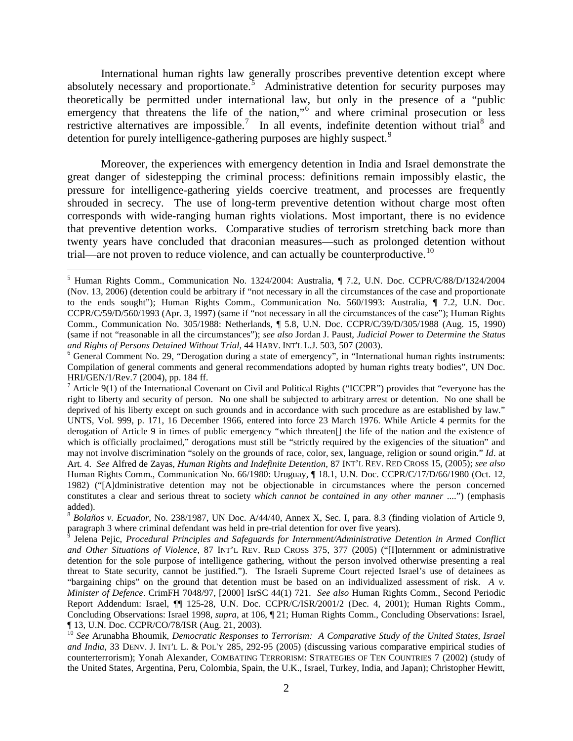International human rights law generally proscribes preventive detention except where absolutely necessary and proportionate.[5] Administrative detention for security purposes may theoretically be permitted under international law, but only in the presence of a "public emergency that threatens the life of the nation,"[6] and where criminal prosecution or less restrictive alternatives are impossible.[7] In all events, indefinite detention without trial[8] and detention for purely intelligence-gathering purposes are highly suspect.[9]

Moreover, the experiences with emergency detention in India and Israel demonstrate the great danger of sidestepping the criminal process: definitions remain impossibly elastic, the pressure for intelligence-gathering yields coercive treatment, and processes are frequently shrouded in secrecy. The use of long-term preventive detention without charge most often corresponds with wide-ranging human rights violations. Most important, there is no evidence that preventive detention works. Comparative studies of terrorism stretching back more than twenty years have concluded that draconian measures—such as prolonged detention without trial—are not proven to reduce violence, and can actually be counterproductive.[10]

---

[5] Human Rights Comm., Communication No. 1324/2004: Australia, ¶ 7.2, U.N. Doc. CCPR/C/88/D/1324/2004 (Nov. 13, 2006) (detention could be arbitrary if "not necessary in all the circumstances of the case and proportionate to the ends sought"); Human Rights Comm., Communication No. 560/1993: Australia, ¶ 7.2, U.N. Doc. CCPR/C/59/D/560/1993 (Apr. 3, 1997) (same if "not necessary in all the circumstances of the case"); Human Rights Comm., Communication No. 305/1988: Netherlands, ¶ 5.8, U.N. Doc. CCPR/C/39/D/305/1988 (Aug. 15, 1990) (same if not "reasonable in all the circumstances"); *see also* Jordan J. Paust, *Judicial Power to Determine the Status and Rights of Persons Detained Without Trial*, 44 HARV. INT'L L.J. 503, 507 (2003).

[6] General Comment No. 29, "Derogation during a state of emergency", in "International human rights instruments: Compilation of general comments and general recommendations adopted by human rights treaty bodies", UN Doc. HRI/GEN/1/Rev.7 (2004), pp. 184 ff.

[7] Article 9(1) of the International Covenant on Civil and Political Rights ("ICCPR") provides that "everyone has the right to liberty and security of person. No one shall be subjected to arbitrary arrest or detention. No one shall be deprived of his liberty except on such grounds and in accordance with such procedure as are established by law." UNTS, Vol. 999, p. 171, 16 December 1966, entered into force 23 March 1976. While Article 4 permits for the derogation of Article 9 in times of public emergency "which threaten[] the life of the nation and the existence of which is officially proclaimed," derogations must still be "strictly required by the exigencies of the situation" and may not involve discrimination "solely on the grounds of race, color, sex, language, religion or sound origin." *Id*. at Art. 4. *See* Alfred de Zayas, *Human Rights and Indefinite Detention*, 87 INT'L REV. RED CROSS 15, (2005); *see also* Human Rights Comm., Communication No. 66/1980: Uruguay, ¶ 18.1, U.N. Doc. CCPR/C/17/D/66/1980 (Oct. 12, 1982) ("[A]dministrative detention may not be objectionable in circumstances where the person concerned constitutes a clear and serious threat to society *which cannot be contained in any other manner* ....") (emphasis added).

[8] *Bolaños v. Ecuador*, No. 238/1987, UN Doc. A/44/40, Annex X, Sec. I, para. 8.3 (finding violation of Article 9, paragraph 3 where criminal defendant was held in pre-trial detention for over five years).

[9] Jelena Pejic, *Procedural Principles and Safeguards for Internment/Administrative Detention in Armed Conflict and Other Situations of Violence*, 87 INT'L REV. RED CROSS 375, 377 (2005) ("[I]nternment or administrative detention for the sole purpose of intelligence gathering, without the person involved otherwise presenting a real threat to State security, cannot be justified."). The Israeli Supreme Court rejected Israel's use of detainees as "bargaining chips" on the ground that detention must be based on an individualized assessment of risk. *A v. Minister of Defence*. CrimFH 7048/97, [2000] IsrSC 44(1) 721. *See also* Human Rights Comm., Second Periodic Report Addendum: Israel, ¶¶ 125-28, U.N. Doc. CCPR/C/ISR/2001/2 (Dec. 4, 2001); Human Rights Comm., Concluding Observations: Israel 1998, *supra*, at 106, ¶ 21; Human Rights Comm., Concluding Observations: Israel, ¶ 13, U.N. Doc. CCPR/CO/78/ISR (Aug. 21, 2003).

[10] *See* Arunabha Bhoumik, *Democratic Responses to Terrorism: A Comparative Study of the United States, Israel and India*, 33 DENV. J. INT'L L. & POL'Y 285, 292-95 (2005) (discussing various comparative empirical studies of counterterrorism); Yonah Alexander, COMBATING TERRORISM: STRATEGIES OF TEN COUNTRIES 7 (2002) (study of the United States, Argentina, Peru, Colombia, Spain, the U.K., Israel, Turkey, India, and Japan); Christopher Hewitt,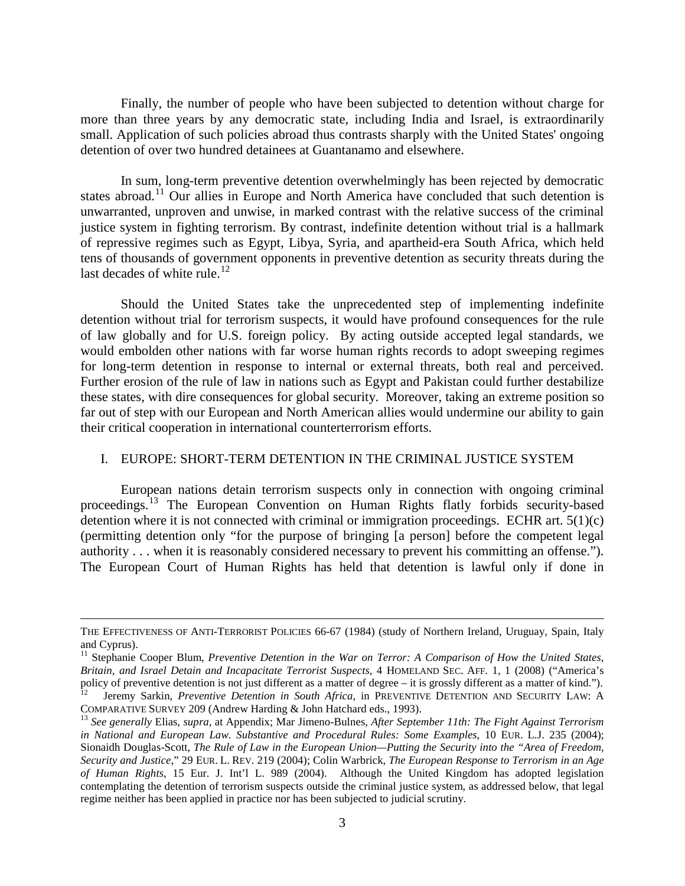Finally, the number of people who have been subjected to detention without charge for more than three years by any democratic state, including India and Israel, is extraordinarily small. Application of such policies abroad thus contrasts sharply with the United States' ongoing detention of over two hundred detainees at Guantanamo and elsewhere.

In sum, long-term preventive detention overwhelmingly has been rejected by democratic states abroad.[11] Our allies in Europe and North America have concluded that such detention is unwarranted, unproven and unwise, in marked contrast with the relative success of the criminal justice system in fighting terrorism. By contrast, indefinite detention without trial is a hallmark of repressive regimes such as Egypt, Libya, Syria, and apartheid-era South Africa, which held tens of thousands of government opponents in preventive detention as security threats during the last decades of white rule.[12]

Should the United States take the unprecedented step of implementing indefinite detention without trial for terrorism suspects, it would have profound consequences for the rule of law globally and for U.S. foreign policy. By acting outside accepted legal standards, we would embolden other nations with far worse human rights records to adopt sweeping regimes for long-term detention in response to internal or external threats, both real and perceived. Further erosion of the rule of law in nations such as Egypt and Pakistan could further destabilize these states, with dire consequences for global security. Moreover, taking an extreme position so far out of step with our European and North American allies would undermine our ability to gain their critical cooperation in international counterterrorism efforts.

## I. EUROPE: SHORT-TERM DETENTION IN THE CRIMINAL JUSTICE SYSTEM

European nations detain terrorism suspects only in connection with ongoing criminal proceedings.[13] The European Convention on Human Rights flatly forbids security-based detention where it is not connected with criminal or immigration proceedings. ECHR art. 5(1)(c) (permitting detention only "for the purpose of bringing [a person] before the competent legal authority . . . when it is reasonably considered necessary to prevent his committing an offense."). The European Court of Human Rights has held that detention is lawful only if done in

---

THE EFFECTIVENESS OF ANTI-TERRORIST POLICIES 66-67 (1984) (study of Northern Ireland, Uruguay, Spain, Italy and Cyprus).

[11] Stephanie Cooper Blum, *Preventive Detention in the War on Terror: A Comparison of How the United States, Britain, and Israel Detain and Incapacitate Terrorist Suspects*, 4 HOMELAND SEC. AFF. 1, 1 (2008) ("America's policy of preventive detention is not just different as a matter of degree – it is grossly different as a matter of kind.").

[12] Jeremy Sarkin, *Preventive Detention in South Africa*, in PREVENTIVE DETENTION AND SECURITY LAW: A COMPARATIVE SURVEY 209 (Andrew Harding & John Hatchard eds., 1993).

[13] *See generally* Elias, *supra*, at Appendix; Mar Jimeno-Bulnes, *After September 11th: The Fight Against Terrorism in National and European Law. Substantive and Procedural Rules: Some Examples*, 10 EUR. L.J. 235 (2004); Sionaidh Douglas-Scott, *The Rule of Law in the European Union—Putting the Security into the "Area of Freedom, Security and Justice*," 29 EUR. L. REV. 219 (2004); Colin Warbrick, *The European Response to Terrorism in an Age of Human Rights*, 15 Eur. J. Int'l L. 989 (2004). Although the United Kingdom has adopted legislation contemplating the detention of terrorism suspects outside the criminal justice system, as addressed below, that legal regime neither has been applied in practice nor has been subjected to judicial scrutiny.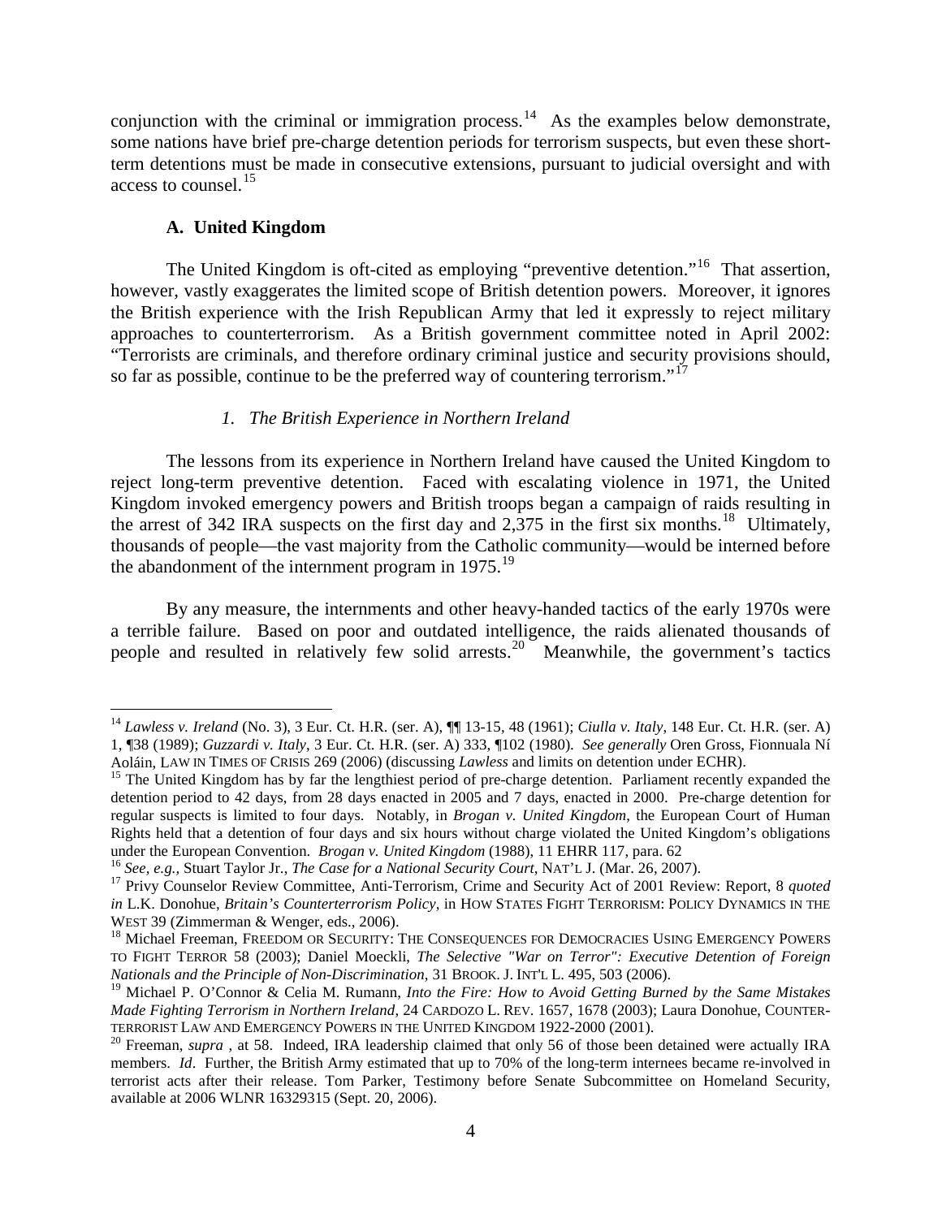conjunction with the criminal or immigration process.[14] As the examples below demonstrate, some nations have brief pre-charge detention periods for terrorism suspects, but even these short-term detentions must be made in consecutive extensions, pursuant to judicial oversight and with access to counsel.[15]

### A. United Kingdom

The United Kingdom is oft-cited as employing "preventive detention."[16] That assertion, however, vastly exaggerates the limited scope of British detention powers. Moreover, it ignores the British experience with the Irish Republican Army that led it expressly to reject military approaches to counterterrorism. As a British government committee noted in April 2002: "Terrorists are criminals, and therefore ordinary criminal justice and security provisions should, so far as possible, continue to be the preferred way of countering terrorism."[17]

#### *1. The British Experience in Northern Ireland*

The lessons from its experience in Northern Ireland have caused the United Kingdom to reject long-term preventive detention. Faced with escalating violence in 1971, the United Kingdom invoked emergency powers and British troops began a campaign of raids resulting in the arrest of 342 IRA suspects on the first day and 2,375 in the first six months.[18] Ultimately, thousands of people—the vast majority from the Catholic community—would be interned before the abandonment of the internment program in 1975.[19]

By any measure, the internments and other heavy-handed tactics of the early 1970s were a terrible failure. Based on poor and outdated intelligence, the raids alienated thousands of people and resulted in relatively few solid arrests.[20] Meanwhile, the government's tactics

---

[14] *Lawless v. Ireland* (No. 3), 3 Eur. Ct. H.R. (ser. A), ¶¶ 13-15, 48 (1961); *Ciulla v. Italy*, 148 Eur. Ct. H.R. (ser. A) 1, ¶38 (1989); *Guzzardi v. Italy*, 3 Eur. Ct. H.R. (ser. A) 333, ¶102 (1980). *See generally* Oren Gross, Fionnuala Ní Aoláin, LAW IN TIMES OF CRISIS 269 (2006) (discussing *Lawless* and limits on detention under ECHR).

[15] The United Kingdom has by far the lengthiest period of pre-charge detention. Parliament recently expanded the detention period to 42 days, from 28 days enacted in 2005 and 7 days, enacted in 2000. Pre-charge detention for regular suspects is limited to four days. Notably, in *Brogan v. United Kingdom*, the European Court of Human Rights held that a detention of four days and six hours without charge violated the United Kingdom's obligations under the European Convention. *Brogan v. United Kingdom* (1988), 11 EHRR 117, para. 62

[16] *See, e.g.*, Stuart Taylor Jr., *The Case for a National Security Court*, NAT'L J. (Mar. 26, 2007).

[17] Privy Counselor Review Committee, Anti-Terrorism, Crime and Security Act of 2001 Review: Report, 8 *quoted in* L.K. Donohue, *Britain's Counterterrorism Policy*, in HOW STATES FIGHT TERRORISM: POLICY DYNAMICS IN THE WEST 39 (Zimmerman & Wenger, eds., 2006).

[18] Michael Freeman, FREEDOM OR SECURITY: THE CONSEQUENCES FOR DEMOCRACIES USING EMERGENCY POWERS TO FIGHT TERROR 58 (2003); Daniel Moeckli, *The Selective "War on Terror": Executive Detention of Foreign Nationals and the Principle of Non-Discrimination*, 31 BROOK. J. INT'L L. 495, 503 (2006).

[19] Michael P. O'Connor & Celia M. Rumann, *Into the Fire: How to Avoid Getting Burned by the Same Mistakes Made Fighting Terrorism in Northern Ireland*, 24 CARDOZO L. REV. 1657, 1678 (2003); Laura Donohue, COUNTER-TERRORIST LAW AND EMERGENCY POWERS IN THE UNITED KINGDOM 1922-2000 (2001).

[20] Freeman, *supra* , at 58. Indeed, IRA leadership claimed that only 56 of those been detained were actually IRA members. *Id*. Further, the British Army estimated that up to 70% of the long-term internees became re-involved in terrorist acts after their release. Tom Parker, Testimony before Senate Subcommittee on Homeland Security, available at 2006 WLNR 16329315 (Sept. 20, 2006).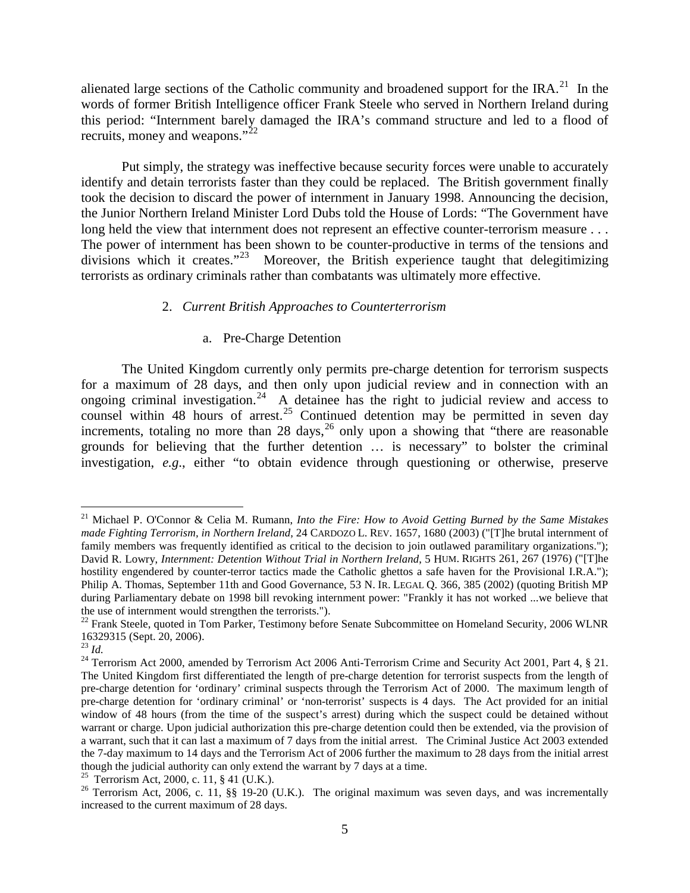alienated large sections of the Catholic community and broadened support for the IRA.[21] In the words of former British Intelligence officer Frank Steele who served in Northern Ireland during this period: "Internment barely damaged the IRA's command structure and led to a flood of recruits, money and weapons."[22]

Put simply, the strategy was ineffective because security forces were unable to accurately identify and detain terrorists faster than they could be replaced. The British government finally took the decision to discard the power of internment in January 1998. Announcing the decision, the Junior Northern Ireland Minister Lord Dubs told the House of Lords: "The Government have long held the view that internment does not represent an effective counter-terrorism measure . . . The power of internment has been shown to be counter-productive in terms of the tensions and divisions which it creates."[23] Moreover, the British experience taught that delegitimizing terrorists as ordinary criminals rather than combatants was ultimately more effective.

### 2. *Current British Approaches to Counterterrorism*

#### a. Pre-Charge Detention

The United Kingdom currently only permits pre-charge detention for terrorism suspects for a maximum of 28 days, and then only upon judicial review and in connection with an ongoing criminal investigation.[24] A detainee has the right to judicial review and access to counsel within 48 hours of arrest.[25] Continued detention may be permitted in seven day increments, totaling no more than 28 days,[26] only upon a showing that "there are reasonable grounds for believing that the further detention … is necessary" to bolster the criminal investigation, *e.g.*, either "to obtain evidence through questioning or otherwise, preserve

---

[21] Michael P. O'Connor & Celia M. Rumann, *Into the Fire: How to Avoid Getting Burned by the Same Mistakes made Fighting Terrorism, in Northern Ireland*, 24 CARDOZO L. REV. 1657, 1680 (2003) ("[T]he brutal internment of family members was frequently identified as critical to the decision to join outlawed paramilitary organizations."); David R. Lowry, *Internment: Detention Without Trial in Northern Ireland*, 5 HUM. RIGHTS 261, 267 (1976) ("[T]he hostility engendered by counter-terror tactics made the Catholic ghettos a safe haven for the Provisional I.R.A."); Philip A. Thomas, September 11th and Good Governance, 53 N. IR. LEGAL Q. 366, 385 (2002) (quoting British MP during Parliamentary debate on 1998 bill revoking internment power: "Frankly it has not worked ...we believe that the use of internment would strengthen the terrorists.").

[22] Frank Steele, quoted in Tom Parker, Testimony before Senate Subcommittee on Homeland Security, 2006 WLNR 16329315 (Sept. 20, 2006).

[23] *Id.*

[24] Terrorism Act 2000, amended by Terrorism Act 2006 Anti-Terrorism Crime and Security Act 2001, Part 4, § 21. The United Kingdom first differentiated the length of pre-charge detention for terrorist suspects from the length of pre-charge detention for 'ordinary' criminal suspects through the Terrorism Act of 2000. The maximum length of pre-charge detention for 'ordinary criminal' or 'non-terrorist' suspects is 4 days. The Act provided for an initial window of 48 hours (from the time of the suspect's arrest) during which the suspect could be detained without warrant or charge. Upon judicial authorization this pre-charge detention could then be extended, via the provision of a warrant, such that it can last a maximum of 7 days from the initial arrest. The Criminal Justice Act 2003 extended the 7-day maximum to 14 days and the Terrorism Act of 2006 further the maximum to 28 days from the initial arrest though the judicial authority can only extend the warrant by 7 days at a time.

[25] Terrorism Act, 2000, c. 11, § 41 (U.K.).

[26] Terrorism Act, 2006, c. 11, §§ 19-20 (U.K.). The original maximum was seven days, and was incrementally increased to the current maximum of 28 days.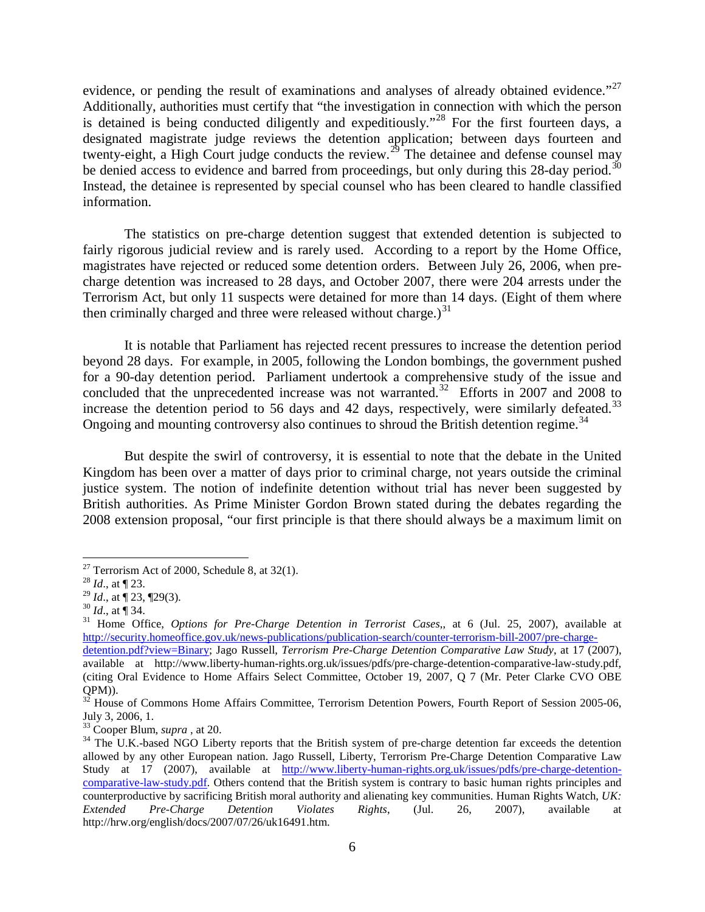evidence, or pending the result of examinations and analyses of already obtained evidence."[27] Additionally, authorities must certify that "the investigation in connection with which the person is detained is being conducted diligently and expeditiously."[28] For the first fourteen days, a designated magistrate judge reviews the detention application; between days fourteen and twenty-eight, a High Court judge conducts the review.[29] The detainee and defense counsel may be denied access to evidence and barred from proceedings, but only during this 28-day period.[30] Instead, the detainee is represented by special counsel who has been cleared to handle classified information.

The statistics on pre-charge detention suggest that extended detention is subjected to fairly rigorous judicial review and is rarely used. According to a report by the Home Office, magistrates have rejected or reduced some detention orders. Between July 26, 2006, when pre-charge detention was increased to 28 days, and October 2007, there were 204 arrests under the Terrorism Act, but only 11 suspects were detained for more than 14 days. (Eight of them where then criminally charged and three were released without charge.)[31]

It is notable that Parliament has rejected recent pressures to increase the detention period beyond 28 days. For example, in 2005, following the London bombings, the government pushed for a 90-day detention period. Parliament undertook a comprehensive study of the issue and concluded that the unprecedented increase was not warranted.[32] Efforts in 2007 and 2008 to increase the detention period to 56 days and 42 days, respectively, were similarly defeated.[33] Ongoing and mounting controversy also continues to shroud the British detention regime.[34]

But despite the swirl of controversy, it is essential to note that the debate in the United Kingdom has been over a matter of days prior to criminal charge, not years outside the criminal justice system. The notion of indefinite detention without trial has never been suggested by British authorities. As Prime Minister Gordon Brown stated during the debates regarding the 2008 extension proposal, "our first principle is that there should always be a maximum limit on

---

[27] Terrorism Act of 2000, Schedule 8, at 32(1).

[28] *Id*., at ¶ 23.

[29] *Id*., at ¶ 23, ¶29(3).

[30] *Id*., at ¶ 34.

[31] Home Office, *Options for Pre-Charge Detention in Terrorist Cases*,, at 6 (Jul. 25, 2007), available at http://security.homeoffice.gov.uk/news-publications/publication-search/counter-terrorism-bill-2007/pre-charge-detention.pdf?view=Binary; Jago Russell, *Terrorism Pre-Charge Detention Comparative Law Study*, at 17 (2007), available at http://www.liberty-human-rights.org.uk/issues/pdfs/pre-charge-detention-comparative-law-study.pdf, (citing Oral Evidence to Home Affairs Select Committee, October 19, 2007, Q 7 (Mr. Peter Clarke CVO OBE QPM)).

[32] House of Commons Home Affairs Committee, Terrorism Detention Powers, Fourth Report of Session 2005-06, July 3, 2006, 1.

[33] Cooper Blum, *supra* , at 20.

[34] The U.K.-based NGO Liberty reports that the British system of pre-charge detention far exceeds the detention allowed by any other European nation. Jago Russell, Liberty, Terrorism Pre-Charge Detention Comparative Law Study at 17 (2007), available at http://www.liberty-human-rights.org.uk/issues/pdfs/pre-charge-detention-comparative-law-study.pdf. Others contend that the British system is contrary to basic human rights principles and counterproductive by sacrificing British moral authority and alienating key communities. Human Rights Watch, *UK: Extended Pre-Charge Detention Violates Rights*, (Jul. 26, 2007), available at http://hrw.org/english/docs/2007/07/26/uk16491.htm.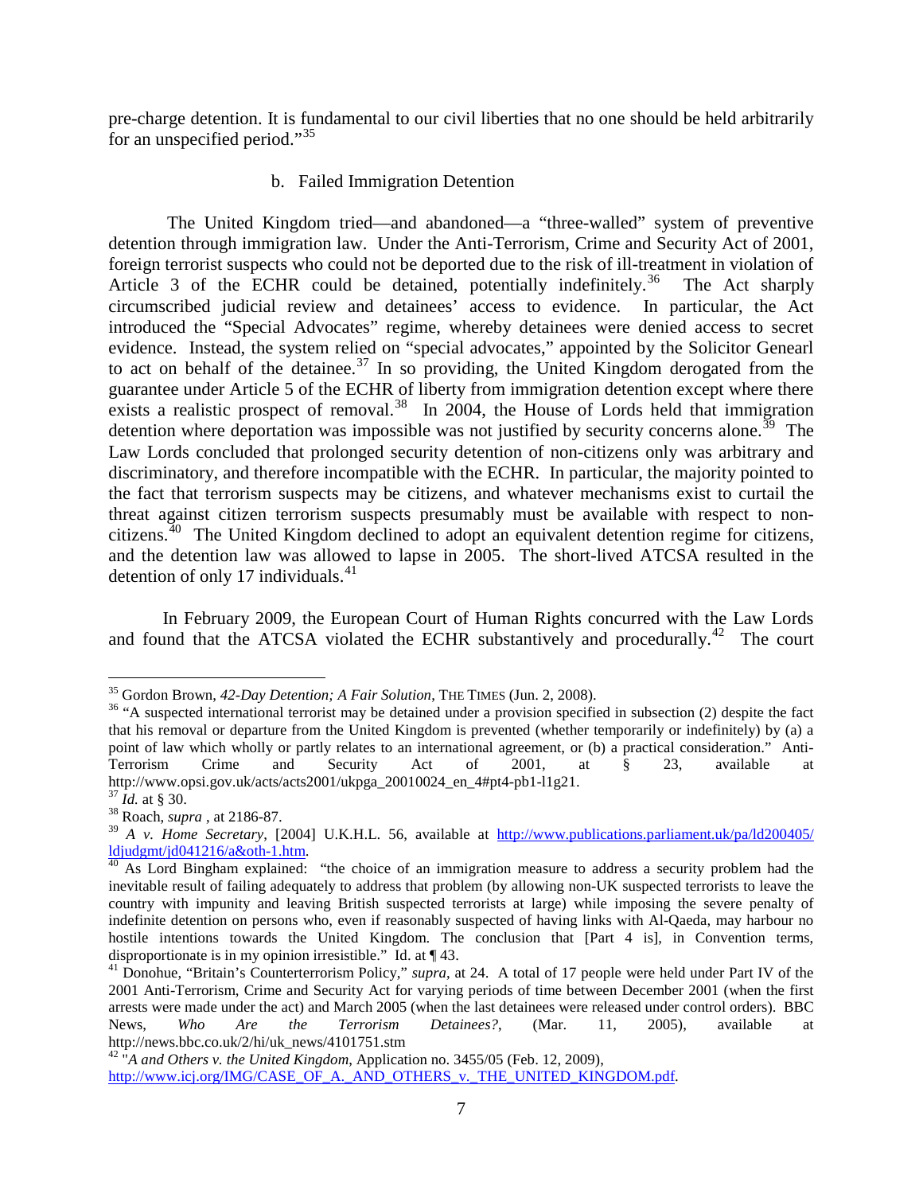pre-charge detention. It is fundamental to our civil liberties that no one should be held arbitrarily for an unspecified period."[35]

### b. Failed Immigration Detention

The United Kingdom tried—and abandoned—a "three-walled" system of preventive detention through immigration law. Under the Anti-Terrorism, Crime and Security Act of 2001, foreign terrorist suspects who could not be deported due to the risk of ill-treatment in violation of Article 3 of the ECHR could be detained, potentially indefinitely.[36] The Act sharply circumscribed judicial review and detainees' access to evidence. In particular, the Act introduced the "Special Advocates" regime, whereby detainees were denied access to secret evidence. Instead, the system relied on "special advocates," appointed by the Solicitor Genearl to act on behalf of the detainee.[37] In so providing, the United Kingdom derogated from the guarantee under Article 5 of the ECHR of liberty from immigration detention except where there exists a realistic prospect of removal.[38] In 2004, the House of Lords held that immigration detention where deportation was impossible was not justified by security concerns alone.[39] The Law Lords concluded that prolonged security detention of non-citizens only was arbitrary and discriminatory, and therefore incompatible with the ECHR. In particular, the majority pointed to the fact that terrorism suspects may be citizens, and whatever mechanisms exist to curtail the threat against citizen terrorism suspects presumably must be available with respect to non-citizens.[40] The United Kingdom declined to adopt an equivalent detention regime for citizens, and the detention law was allowed to lapse in 2005. The short-lived ATCSA resulted in the detention of only 17 individuals.[41]

In February 2009, the European Court of Human Rights concurred with the Law Lords and found that the ATCSA violated the ECHR substantively and procedurally.[42] The court

---

[35] Gordon Brown, *42-Day Detention; A Fair Solution*, THE TIMES (Jun. 2, 2008).

[36] "A suspected international terrorist may be detained under a provision specified in subsection (2) despite the fact that his removal or departure from the United Kingdom is prevented (whether temporarily or indefinitely) by (a) a point of law which wholly or partly relates to an international agreement, or (b) a practical consideration." Anti-Terrorism Crime and Security Act of 2001, at § 23, available at http://www.opsi.gov.uk/acts/acts2001/ukpga_20010024_en_4#pt4-pb1-l1g21.

[37] *Id.* at § 30.

[38] Roach, *supra* , at 2186-87.

[39] *A v. Home Secretary*, [2004] U.K.H.L. 56, available at http://www.publications.parliament.uk/pa/ld200405/ldjudgmt/jd041216/a&oth-1.htm.

[40] As Lord Bingham explained: "the choice of an immigration measure to address a security problem had the inevitable result of failing adequately to address that problem (by allowing non-UK suspected terrorists to leave the country with impunity and leaving British suspected terrorists at large) while imposing the severe penalty of indefinite detention on persons who, even if reasonably suspected of having links with Al-Qaeda, may harbour no hostile intentions towards the United Kingdom. The conclusion that [Part 4 is], in Convention terms, disproportionate is in my opinion irresistible." Id. at ¶ 43.

[41] Donohue, "Britain's Counterterrorism Policy," *supra*, at 24. A total of 17 people were held under Part IV of the 2001 Anti-Terrorism, Crime and Security Act for varying periods of time between December 2001 (when the first arrests were made under the act) and March 2005 (when the last detainees were released under control orders). BBC News, *Who Are the Terrorism Detainees?*, (Mar. 11, 2005), available at http://news.bbc.co.uk/2/hi/uk_news/4101751.stm

[42] "*A and Others v. the United Kingdom*, Application no. 3455/05 (Feb. 12, 2009), http://www.icj.org/IMG/CASE_OF_A._AND_OTHERS_v._THE_UNITED_KINGDOM.pdf.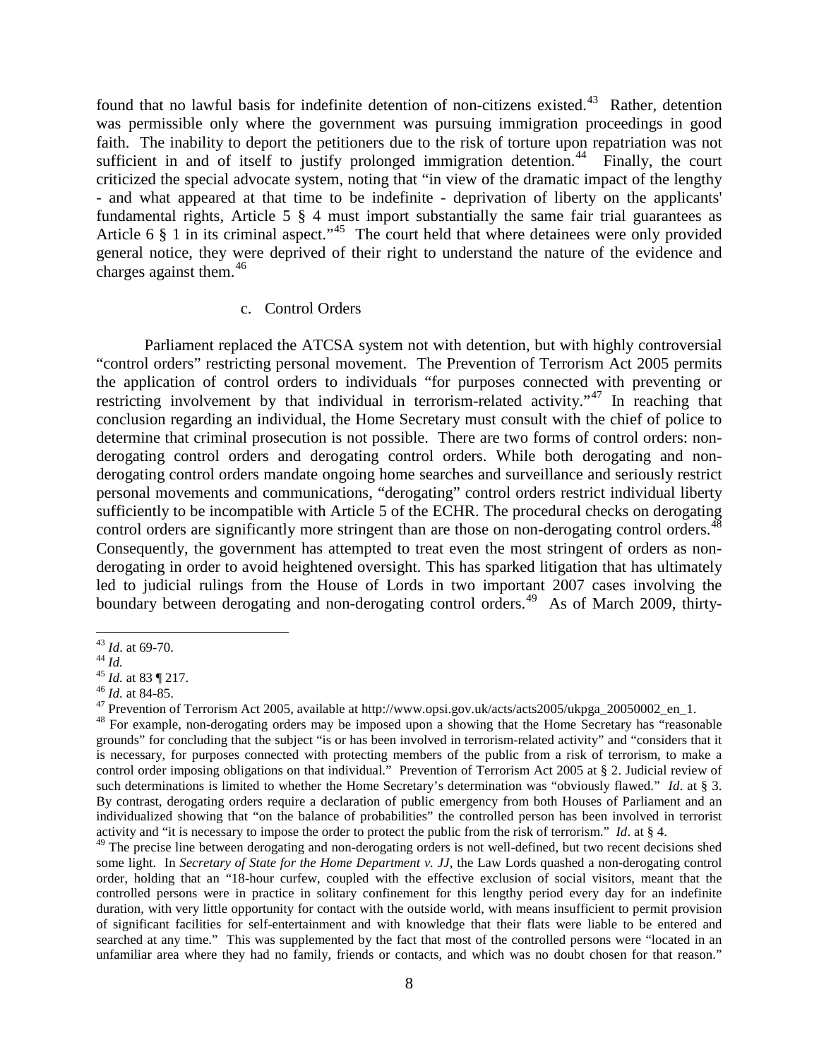found that no lawful basis for indefinite detention of non-citizens existed.[43] Rather, detention was permissible only where the government was pursuing immigration proceedings in good faith. The inability to deport the petitioners due to the risk of torture upon repatriation was not sufficient in and of itself to justify prolonged immigration detention.[44] Finally, the court criticized the special advocate system, noting that "in view of the dramatic impact of the lengthy - and what appeared at that time to be indefinite - deprivation of liberty on the applicants' fundamental rights, Article 5 § 4 must import substantially the same fair trial guarantees as Article 6 § 1 in its criminal aspect."[45] The court held that where detainees were only provided general notice, they were deprived of their right to understand the nature of the evidence and charges against them.[46]

c. Control Orders

Parliament replaced the ATCSA system not with detention, but with highly controversial "control orders" restricting personal movement. The Prevention of Terrorism Act 2005 permits the application of control orders to individuals "for purposes connected with preventing or restricting involvement by that individual in terrorism-related activity."[47] In reaching that conclusion regarding an individual, the Home Secretary must consult with the chief of police to determine that criminal prosecution is not possible. There are two forms of control orders: non-derogating control orders and derogating control orders. While both derogating and non-derogating control orders mandate ongoing home searches and surveillance and seriously restrict personal movements and communications, "derogating" control orders restrict individual liberty sufficiently to be incompatible with Article 5 of the ECHR. The procedural checks on derogating control orders are significantly more stringent than are those on non-derogating control orders.[48] Consequently, the government has attempted to treat even the most stringent of orders as non-derogating in order to avoid heightened oversight. This has sparked litigation that has ultimately led to judicial rulings from the House of Lords in two important 2007 cases involving the boundary between derogating and non-derogating control orders.[49] As of March 2009, thirty-

---

[43] *Id*. at 69-70.

[44] *Id.*

[45] *Id.* at 83 ¶ 217.

[46] *Id.* at 84-85.

[47] Prevention of Terrorism Act 2005, available at http://www.opsi.gov.uk/acts/acts2005/ukpga_20050002_en_1.

[48] For example, non-derogating orders may be imposed upon a showing that the Home Secretary has "reasonable grounds" for concluding that the subject "is or has been involved in terrorism-related activity" and "considers that it is necessary, for purposes connected with protecting members of the public from a risk of terrorism, to make a control order imposing obligations on that individual." Prevention of Terrorism Act 2005 at § 2. Judicial review of such determinations is limited to whether the Home Secretary's determination was "obviously flawed." *Id*. at § 3. By contrast, derogating orders require a declaration of public emergency from both Houses of Parliament and an individualized showing that "on the balance of probabilities" the controlled person has been involved in terrorist activity and "it is necessary to impose the order to protect the public from the risk of terrorism." *Id*. at § 4.

[49] The precise line between derogating and non-derogating orders is not well-defined, but two recent decisions shed some light. In *Secretary of State for the Home Department v. JJ*, the Law Lords quashed a non-derogating control order, holding that an "18-hour curfew, coupled with the effective exclusion of social visitors, meant that the controlled persons were in practice in solitary confinement for this lengthy period every day for an indefinite duration, with very little opportunity for contact with the outside world, with means insufficient to permit provision of significant facilities for self-entertainment and with knowledge that their flats were liable to be entered and searched at any time." This was supplemented by the fact that most of the controlled persons were "located in an unfamiliar area where they had no family, friends or contacts, and which was no doubt chosen for that reason."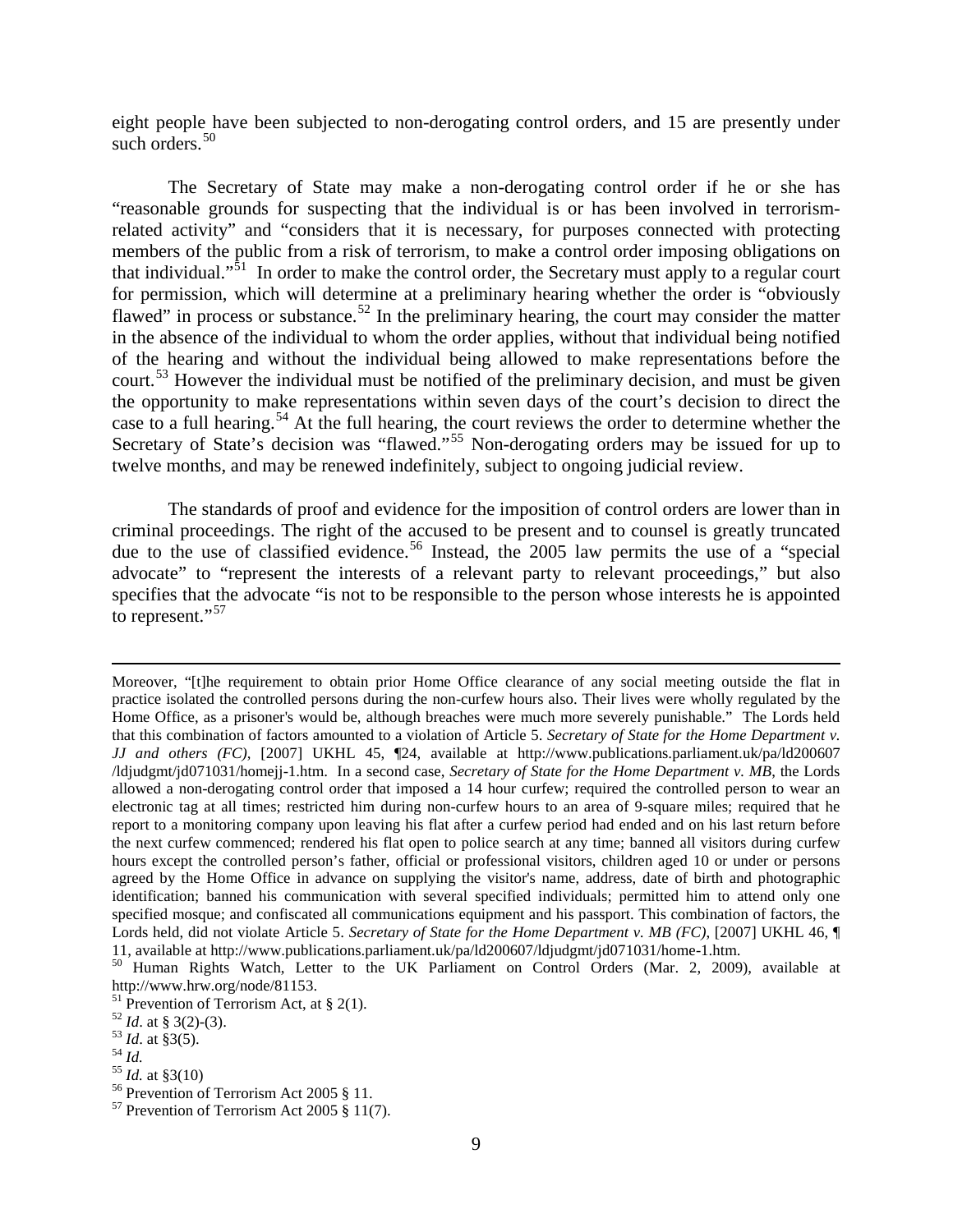eight people have been subjected to non-derogating control orders, and 15 are presently under such orders.[50]

The Secretary of State may make a non-derogating control order if he or she has "reasonable grounds for suspecting that the individual is or has been involved in terrorism-related activity" and "considers that it is necessary, for purposes connected with protecting members of the public from a risk of terrorism, to make a control order imposing obligations on that individual."[51] In order to make the control order, the Secretary must apply to a regular court for permission, which will determine at a preliminary hearing whether the order is "obviously flawed" in process or substance.[52] In the preliminary hearing, the court may consider the matter in the absence of the individual to whom the order applies, without that individual being notified of the hearing and without the individual being allowed to make representations before the court.[53] However the individual must be notified of the preliminary decision, and must be given the opportunity to make representations within seven days of the court's decision to direct the case to a full hearing.[54] At the full hearing, the court reviews the order to determine whether the Secretary of State's decision was "flawed."[55] Non-derogating orders may be issued for up to twelve months, and may be renewed indefinitely, subject to ongoing judicial review.

The standards of proof and evidence for the imposition of control orders are lower than in criminal proceedings. The right of the accused to be present and to counsel is greatly truncated due to the use of classified evidence.[56] Instead, the 2005 law permits the use of a "special advocate" to "represent the interests of a relevant party to relevant proceedings," but also specifies that the advocate "is not to be responsible to the person whose interests he is appointed to represent."[57]

---

Moreover, "[t]he requirement to obtain prior Home Office clearance of any social meeting outside the flat in practice isolated the controlled persons during the non-curfew hours also. Their lives were wholly regulated by the Home Office, as a prisoner's would be, although breaches were much more severely punishable." The Lords held that this combination of factors amounted to a violation of Article 5. *Secretary of State for the Home Department v. JJ and others (FC)*, [2007] UKHL 45, ¶24, available at http://www.publications.parliament.uk/pa/ld200607/ldjudgmt/jd071031/homejj-1.htm. In a second case, *Secretary of State for the Home Department v. MB*, the Lords allowed a non-derogating control order that imposed a 14 hour curfew; required the controlled person to wear an electronic tag at all times; restricted him during non-curfew hours to an area of 9-square miles; required that he report to a monitoring company upon leaving his flat after a curfew period had ended and on his last return before the next curfew commenced; rendered his flat open to police search at any time; banned all visitors during curfew hours except the controlled person's father, official or professional visitors, children aged 10 or under or persons agreed by the Home Office in advance on supplying the visitor's name, address, date of birth and photographic identification; banned his communication with several specified individuals; permitted him to attend only one specified mosque; and confiscated all communications equipment and his passport. This combination of factors, the Lords held, did not violate Article 5. *Secretary of State for the Home Department v. MB (FC)*, [2007] UKHL 46, ¶ 11, available at http://www.publications.parliament.uk/pa/ld200607/ldjudgmt/jd071031/home-1.htm.

[50] Human Rights Watch, Letter to the UK Parliament on Control Orders (Mar. 2, 2009), available at http://www.hrw.org/node/81153.

[51] Prevention of Terrorism Act, at § 2(1).

[52] *Id*. at § 3(2)-(3).

[53] *Id*. at §3(5).

[54] *Id.*

[55] *Id.* at §3(10)

[56] Prevention of Terrorism Act 2005 § 11.

[57] Prevention of Terrorism Act 2005 § 11(7).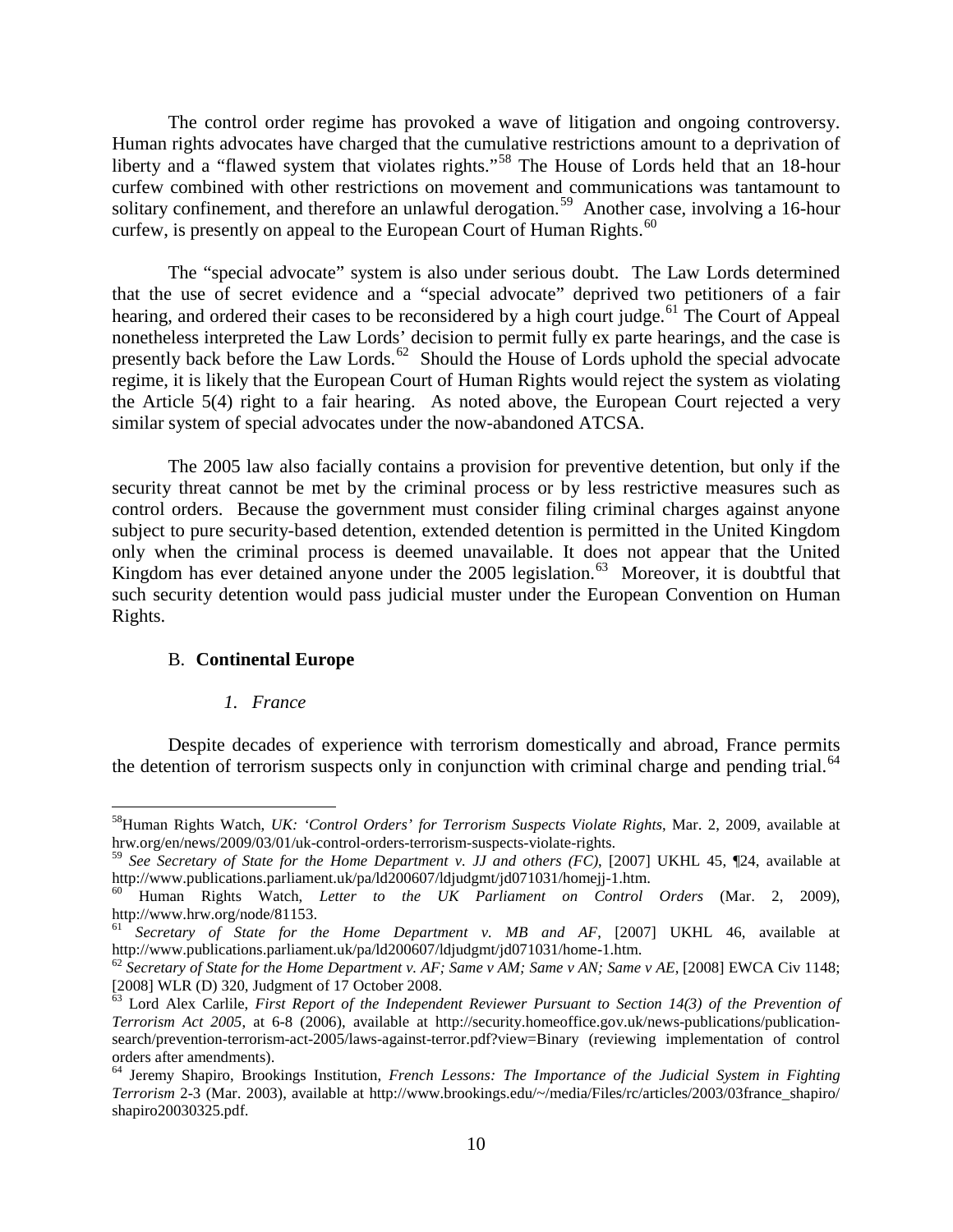The control order regime has provoked a wave of litigation and ongoing controversy. Human rights advocates have charged that the cumulative restrictions amount to a deprivation of liberty and a "flawed system that violates rights."[58] The House of Lords held that an 18-hour curfew combined with other restrictions on movement and communications was tantamount to solitary confinement, and therefore an unlawful derogation.[59] Another case, involving a 16-hour curfew, is presently on appeal to the European Court of Human Rights.[60]

The "special advocate" system is also under serious doubt. The Law Lords determined that the use of secret evidence and a "special advocate" deprived two petitioners of a fair hearing, and ordered their cases to be reconsidered by a high court judge.[61] The Court of Appeal nonetheless interpreted the Law Lords' decision to permit fully ex parte hearings, and the case is presently back before the Law Lords.[62] Should the House of Lords uphold the special advocate regime, it is likely that the European Court of Human Rights would reject the system as violating the Article 5(4) right to a fair hearing. As noted above, the European Court rejected a very similar system of special advocates under the now-abandoned ATCSA.

The 2005 law also facially contains a provision for preventive detention, but only if the security threat cannot be met by the criminal process or by less restrictive measures such as control orders. Because the government must consider filing criminal charges against anyone subject to pure security-based detention, extended detention is permitted in the United Kingdom only when the criminal process is deemed unavailable. It does not appear that the United Kingdom has ever detained anyone under the 2005 legislation.[63] Moreover, it is doubtful that such security detention would pass judicial muster under the European Convention on Human Rights.

### B. **Continental Europe**

#### *1. France*

Despite decades of experience with terrorism domestically and abroad, France permits the detention of terrorism suspects only in conjunction with criminal charge and pending trial.[64]

---

[58] Human Rights Watch, *UK: 'Control Orders' for Terrorism Suspects Violate Rights*, Mar. 2, 2009, available at hrw.org/en/news/2009/03/01/uk-control-orders-terrorism-suspects-violate-rights.

[59] *See Secretary of State for the Home Department v. JJ and others (FC)*, [2007] UKHL 45, ¶24, available at http://www.publications.parliament.uk/pa/ld200607/ldjudgmt/jd071031/homejj-1.htm.

[60] Human Rights Watch, *Letter to the UK Parliament on Control Orders* (Mar. 2, 2009), http://www.hrw.org/node/81153.

[61] *Secretary of State for the Home Department v. MB and AF*, [2007] UKHL 46, available at http://www.publications.parliament.uk/pa/ld200607/ldjudgmt/jd071031/home-1.htm.

[62] *Secretary of State for the Home Department v. AF; Same v AM; Same v AN; Same v AE*, [2008] EWCA Civ 1148; [2008] WLR (D) 320, Judgment of 17 October 2008.

[63] Lord Alex Carlile, *First Report of the Independent Reviewer Pursuant to Section 14(3) of the Prevention of Terrorism Act 2005*, at 6-8 (2006), available at http://security.homeoffice.gov.uk/news-publications/publication-search/prevention-terrorism-act-2005/laws-against-terror.pdf?view=Binary (reviewing implementation of control orders after amendments).

[64] Jeremy Shapiro, Brookings Institution, *French Lessons: The Importance of the Judicial System in Fighting Terrorism* 2-3 (Mar. 2003), available at http://www.brookings.edu/~/media/Files/rc/articles/2003/03france_shapiro/shapiro20030325.pdf.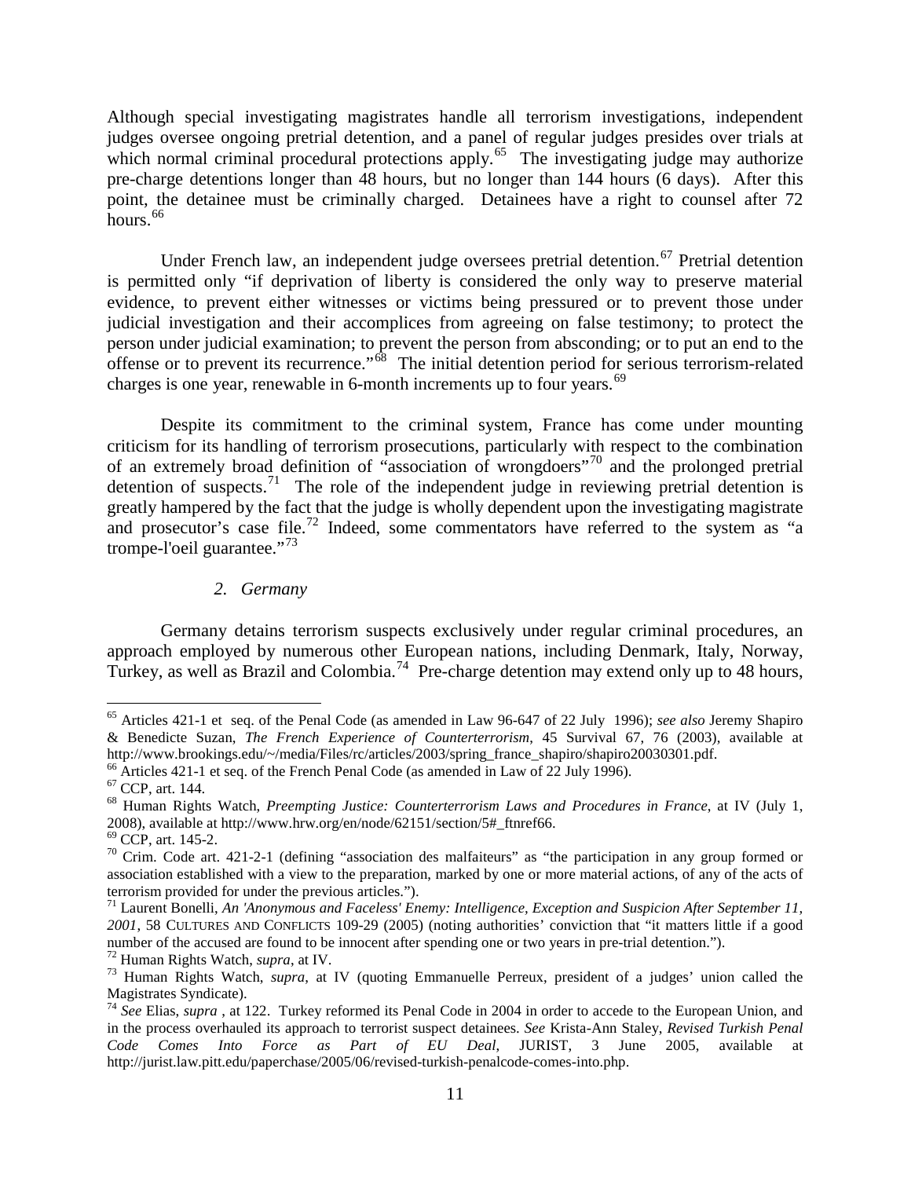Although special investigating magistrates handle all terrorism investigations, independent judges oversee ongoing pretrial detention, and a panel of regular judges presides over trials at which normal criminal procedural protections apply.[65] The investigating judge may authorize pre-charge detentions longer than 48 hours, but no longer than 144 hours (6 days). After this point, the detainee must be criminally charged. Detainees have a right to counsel after 72 hours.[66]

Under French law, an independent judge oversees pretrial detention.[67] Pretrial detention is permitted only "if deprivation of liberty is considered the only way to preserve material evidence, to prevent either witnesses or victims being pressured or to prevent those under judicial investigation and their accomplices from agreeing on false testimony; to protect the person under judicial examination; to prevent the person from absconding; or to put an end to the offense or to prevent its recurrence."[68] The initial detention period for serious terrorism-related charges is one year, renewable in 6-month increments up to four years.[69]

Despite its commitment to the criminal system, France has come under mounting criticism for its handling of terrorism prosecutions, particularly with respect to the combination of an extremely broad definition of "association of wrongdoers"[70] and the prolonged pretrial detention of suspects.[71] The role of the independent judge in reviewing pretrial detention is greatly hampered by the fact that the judge is wholly dependent upon the investigating magistrate and prosecutor's case file.[72] Indeed, some commentators have referred to the system as "a trompe-l'oeil guarantee."[73]

### *2. Germany*

Germany detains terrorism suspects exclusively under regular criminal procedures, an approach employed by numerous other European nations, including Denmark, Italy, Norway, Turkey, as well as Brazil and Colombia.[74] Pre-charge detention may extend only up to 48 hours,

---

[65] Articles 421-1 et seq. of the Penal Code (as amended in Law 96-647 of 22 July 1996); *see also* Jeremy Shapiro & Benedicte Suzan, *The French Experience of Counterterrorism*, 45 Survival 67, 76 (2003), available at http://www.brookings.edu/~/media/Files/rc/articles/2003/spring_france_shapiro/shapiro20030301.pdf.

[66] Articles 421-1 et seq. of the French Penal Code (as amended in Law of 22 July 1996).

[67] CCP, art. 144.

[68] Human Rights Watch, *Preempting Justice: Counterterrorism Laws and Procedures in France*, at IV (July 1, 2008), available at http://www.hrw.org/en/node/62151/section/5#_ftnref66.

[69] CCP, art. 145-2.

[70] Crim. Code art. 421-2-1 (defining "association des malfaiteurs" as "the participation in any group formed or association established with a view to the preparation, marked by one or more material actions, of any of the acts of terrorism provided for under the previous articles.").

[71] Laurent Bonelli, *An 'Anonymous and Faceless' Enemy: Intelligence, Exception and Suspicion After September 11, 2001,* 58 CULTURES AND CONFLICTS 109-29 (2005) (noting authorities' conviction that "it matters little if a good number of the accused are found to be innocent after spending one or two years in pre-trial detention.").

[72] Human Rights Watch, *supra*, at IV.

[73] Human Rights Watch, *supra*, at IV (quoting Emmanuelle Perreux, president of a judges' union called the Magistrates Syndicate).

[74] *See* Elias, *supra* , at 122. Turkey reformed its Penal Code in 2004 in order to accede to the European Union, and in the process overhauled its approach to terrorist suspect detainees. *See* Krista-Ann Staley, *Revised Turkish Penal Code Comes Into Force as Part of EU Deal*, JURIST, 3 June 2005, available at http://jurist.law.pitt.edu/paperchase/2005/06/revised-turkish-penalcode-comes-into.php.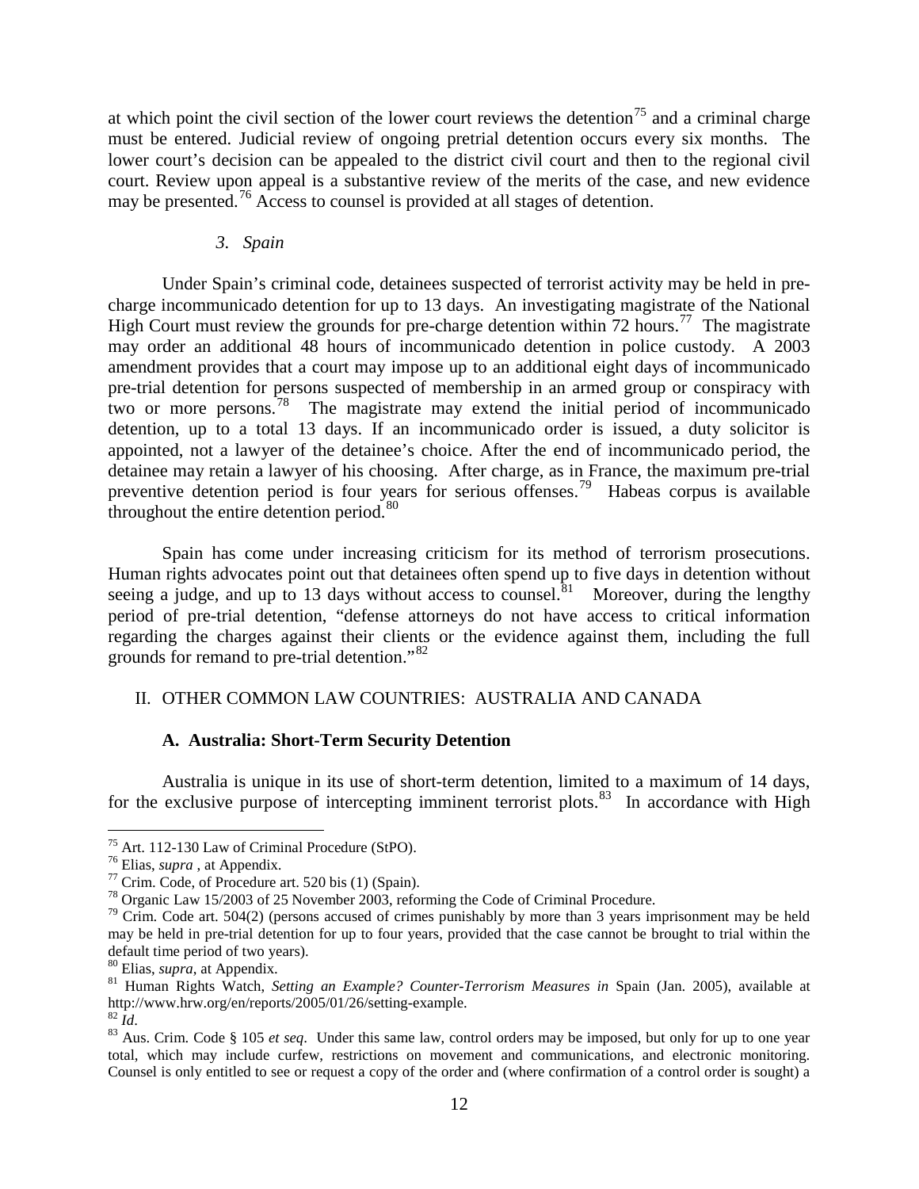at which point the civil section of the lower court reviews the detention[75] and a criminal charge must be entered. Judicial review of ongoing pretrial detention occurs every six months. The lower court's decision can be appealed to the district civil court and then to the regional civil court. Review upon appeal is a substantive review of the merits of the case, and new evidence may be presented.[76] Access to counsel is provided at all stages of detention.

### *3. Spain*

Under Spain's criminal code, detainees suspected of terrorist activity may be held in pre-charge incommunicado detention for up to 13 days. An investigating magistrate of the National High Court must review the grounds for pre-charge detention within 72 hours.[77] The magistrate may order an additional 48 hours of incommunicado detention in police custody. A 2003 amendment provides that a court may impose up to an additional eight days of incommunicado pre-trial detention for persons suspected of membership in an armed group or conspiracy with two or more persons.[78] The magistrate may extend the initial period of incommunicado detention, up to a total 13 days. If an incommunicado order is issued, a duty solicitor is appointed, not a lawyer of the detainee's choice. After the end of incommunicado period, the detainee may retain a lawyer of his choosing. After charge, as in France, the maximum pre-trial preventive detention period is four years for serious offenses.[79] Habeas corpus is available throughout the entire detention period.[80]

Spain has come under increasing criticism for its method of terrorism prosecutions. Human rights advocates point out that detainees often spend up to five days in detention without seeing a judge, and up to 13 days without access to counsel.[81] Moreover, during the lengthy period of pre-trial detention, "defense attorneys do not have access to critical information regarding the charges against their clients or the evidence against them, including the full grounds for remand to pre-trial detention."[82]

## II. OTHER COMMON LAW COUNTRIES: AUSTRALIA AND CANADA

### A. Australia: Short-Term Security Detention

Australia is unique in its use of short-term detention, limited to a maximum of 14 days, for the exclusive purpose of intercepting imminent terrorist plots.[83] In accordance with High

---

[75] Art. 112-130 Law of Criminal Procedure (StPO).

[76] Elias, *supra* , at Appendix.

[77] Crim. Code, of Procedure art. 520 bis (1) (Spain).

[78] Organic Law 15/2003 of 25 November 2003, reforming the Code of Criminal Procedure.

[79] Crim. Code art. 504(2) (persons accused of crimes punishably by more than 3 years imprisonment may be held may be held in pre-trial detention for up to four years, provided that the case cannot be brought to trial within the default time period of two years).

[80] Elias, *supra*, at Appendix.

[81] Human Rights Watch, *Setting an Example? Counter-Terrorism Measures in* Spain (Jan. 2005), available at http://www.hrw.org/en/reports/2005/01/26/setting-example.

[82] *Id*.

[83] Aus. Crim. Code § 105 *et seq*. Under this same law, control orders may be imposed, but only for up to one year total, which may include curfew, restrictions on movement and communications, and electronic monitoring. Counsel is only entitled to see or request a copy of the order and (where confirmation of a control order is sought) a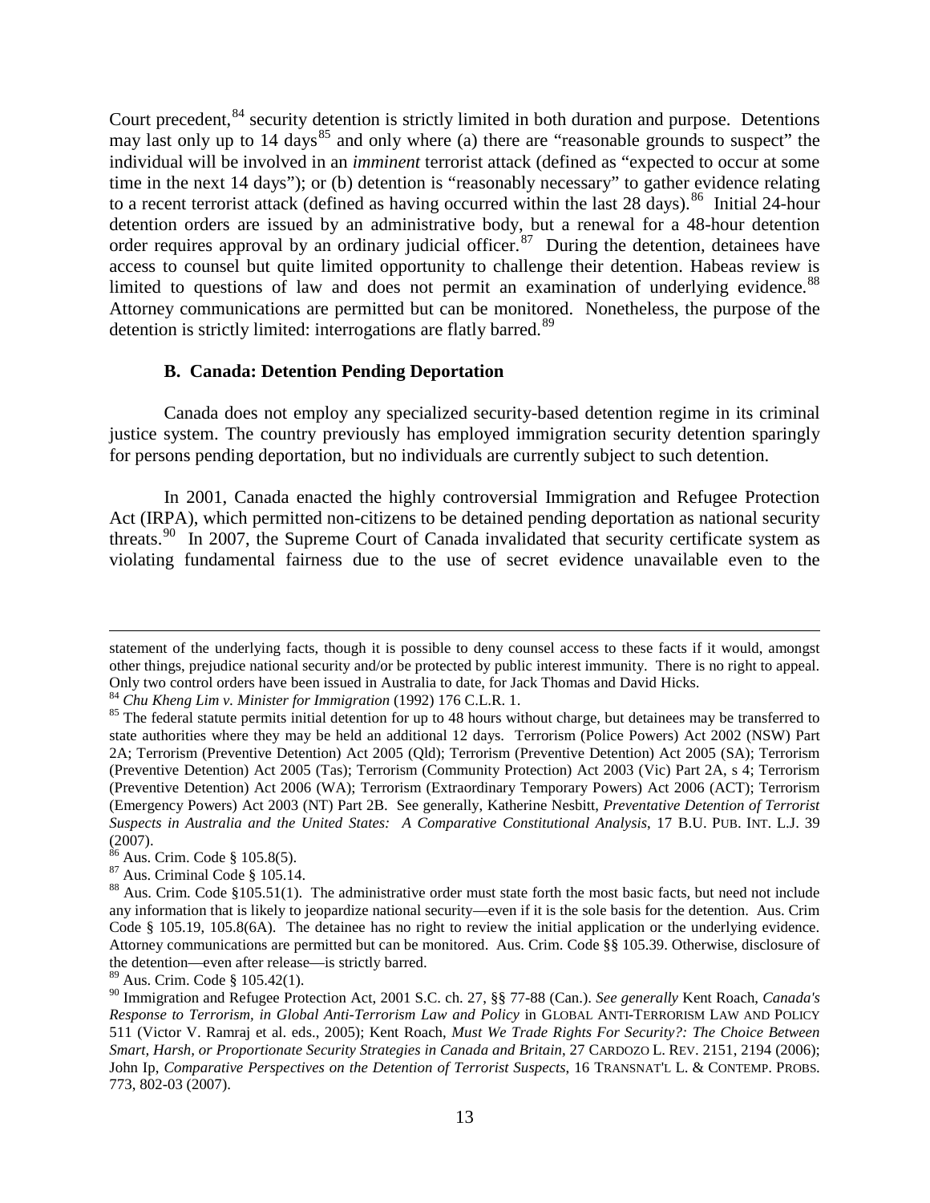Court precedent,[84] security detention is strictly limited in both duration and purpose. Detentions may last only up to 14 days[85] and only where (a) there are "reasonable grounds to suspect" the individual will be involved in an *imminent* terrorist attack (defined as "expected to occur at some time in the next 14 days"); or (b) detention is "reasonably necessary" to gather evidence relating to a recent terrorist attack (defined as having occurred within the last 28 days).[86] Initial 24-hour detention orders are issued by an administrative body, but a renewal for a 48-hour detention order requires approval by an ordinary judicial officer.[87] During the detention, detainees have access to counsel but quite limited opportunity to challenge their detention. Habeas review is limited to questions of law and does not permit an examination of underlying evidence.[88] Attorney communications are permitted but can be monitored. Nonetheless, the purpose of the detention is strictly limited: interrogations are flatly barred.[89]

### B. Canada: Detention Pending Deportation

Canada does not employ any specialized security-based detention regime in its criminal justice system. The country previously has employed immigration security detention sparingly for persons pending deportation, but no individuals are currently subject to such detention.

In 2001, Canada enacted the highly controversial Immigration and Refugee Protection Act (IRPA), which permitted non-citizens to be detained pending deportation as national security threats.[90] In 2007, the Supreme Court of Canada invalidated that security certificate system as violating fundamental fairness due to the use of secret evidence unavailable even to the

---

statement of the underlying facts, though it is possible to deny counsel access to these facts if it would, amongst other things, prejudice national security and/or be protected by public interest immunity. There is no right to appeal. Only two control orders have been issued in Australia to date, for Jack Thomas and David Hicks.

[84] *Chu Kheng Lim v. Minister for Immigration* (1992) 176 C.L.R. 1.

[85] The federal statute permits initial detention for up to 48 hours without charge, but detainees may be transferred to state authorities where they may be held an additional 12 days. Terrorism (Police Powers) Act 2002 (NSW) Part 2A; Terrorism (Preventive Detention) Act 2005 (Qld); Terrorism (Preventive Detention) Act 2005 (SA); Terrorism (Preventive Detention) Act 2005 (Tas); Terrorism (Community Protection) Act 2003 (Vic) Part 2A, s 4; Terrorism (Preventive Detention) Act 2006 (WA); Terrorism (Extraordinary Temporary Powers) Act 2006 (ACT); Terrorism (Emergency Powers) Act 2003 (NT) Part 2B. See generally, Katherine Nesbitt, *Preventative Detention of Terrorist Suspects in Australia and the United States: A Comparative Constitutional Analysis*, 17 B.U. PUB. INT. L.J. 39 (2007).

[86] Aus. Crim. Code § 105.8(5).

[87] Aus. Criminal Code § 105.14.

[88] Aus. Crim. Code §105.51(1). The administrative order must state forth the most basic facts, but need not include any information that is likely to jeopardize national security—even if it is the sole basis for the detention. Aus. Crim Code § 105.19, 105.8(6A). The detainee has no right to review the initial application or the underlying evidence. Attorney communications are permitted but can be monitored. Aus. Crim. Code §§ 105.39. Otherwise, disclosure of the detention—even after release—is strictly barred.

[89] Aus. Crim. Code § 105.42(1).

[90] Immigration and Refugee Protection Act, 2001 S.C. ch. 27, §§ 77-88 (Can.). *See generally* Kent Roach, *Canada's Response to Terrorism, in Global Anti-Terrorism Law and Policy* in GLOBAL ANTI-TERRORISM LAW AND POLICY 511 (Victor V. Ramraj et al. eds., 2005); Kent Roach, *Must We Trade Rights For Security?: The Choice Between Smart, Harsh, or Proportionate Security Strategies in Canada and Britain*, 27 CARDOZO L. REV. 2151, 2194 (2006); John Ip, *Comparative Perspectives on the Detention of Terrorist Suspects*, 16 TRANSNAT'L L. & CONTEMP. PROBS. 773, 802-03 (2007).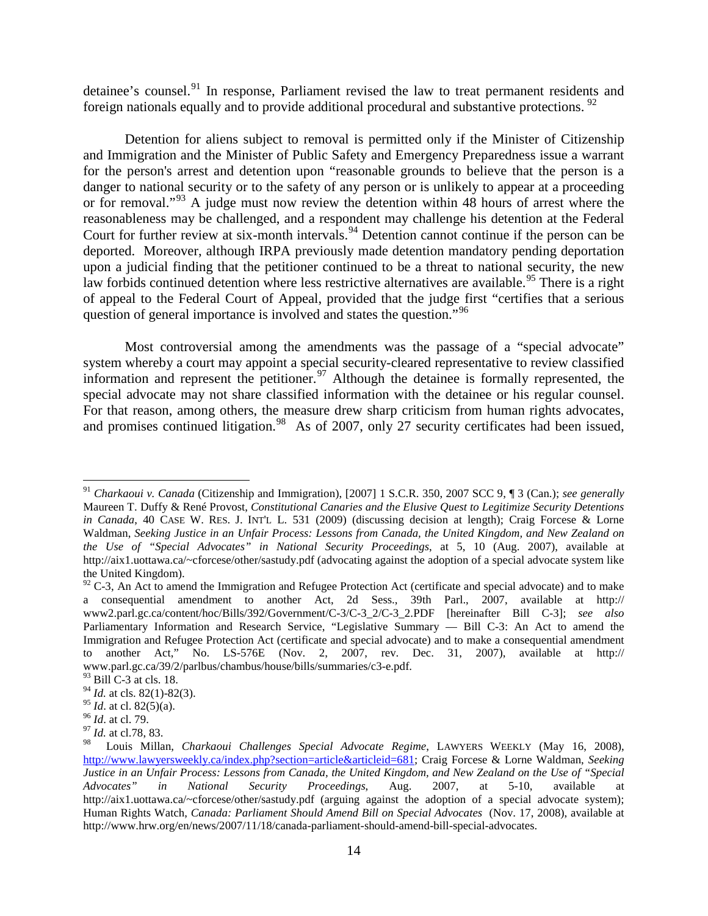detainee's counsel.[91] In response, Parliament revised the law to treat permanent residents and foreign nationals equally and to provide additional procedural and substantive protections. [92]

Detention for aliens subject to removal is permitted only if the Minister of Citizenship and Immigration and the Minister of Public Safety and Emergency Preparedness issue a warrant for the person's arrest and detention upon "reasonable grounds to believe that the person is a danger to national security or to the safety of any person or is unlikely to appear at a proceeding or for removal."[93] A judge must now review the detention within 48 hours of arrest where the reasonableness may be challenged, and a respondent may challenge his detention at the Federal Court for further review at six-month intervals.[94] Detention cannot continue if the person can be deported. Moreover, although IRPA previously made detention mandatory pending deportation upon a judicial finding that the petitioner continued to be a threat to national security, the new law forbids continued detention where less restrictive alternatives are available.[95] There is a right of appeal to the Federal Court of Appeal, provided that the judge first "certifies that a serious question of general importance is involved and states the question."[96]

Most controversial among the amendments was the passage of a "special advocate" system whereby a court may appoint a special security-cleared representative to review classified information and represent the petitioner.[97] Although the detainee is formally represented, the special advocate may not share classified information with the detainee or his regular counsel. For that reason, among others, the measure drew sharp criticism from human rights advocates, and promises continued litigation.[98] As of 2007, only 27 security certificates had been issued,

---

[91] *Charkaoui v. Canada* (Citizenship and Immigration), [2007] 1 S.C.R. 350, 2007 SCC 9, ¶ 3 (Can.); *see generally* Maureen T. Duffy & René Provost, *Constitutional Canaries and the Elusive Quest to Legitimize Security Detentions in Canada*, 40 CASE W. RES. J. INT'L L. 531 (2009) (discussing decision at length); Craig Forcese & Lorne Waldman, *Seeking Justice in an Unfair Process: Lessons from Canada, the United Kingdom, and New Zealand on the Use of "Special Advocates" in National Security Proceedings*, at 5, 10 (Aug. 2007), available at http://aix1.uottawa.ca/~cforcese/other/sastudy.pdf (advocating against the adoption of a special advocate system like the United Kingdom).

[92] C-3, An Act to amend the Immigration and Refugee Protection Act (certificate and special advocate) and to make a consequential amendment to another Act, 2d Sess., 39th Parl., 2007, available at http:// www2.parl.gc.ca/content/hoc/Bills/392/Government/C-3/C-3_2/C-3_2.PDF [hereinafter Bill C-3]; *see also* Parliamentary Information and Research Service, "Legislative Summary — Bill C-3: An Act to amend the Immigration and Refugee Protection Act (certificate and special advocate) and to make a consequential amendment to another Act," No. LS-576E (Nov. 2, 2007, rev. Dec. 31, 2007), available at http:// www.parl.gc.ca/39/2/parlbus/chambus/house/bills/summaries/c3-e.pdf.

[93] Bill C-3 at cls. 18.

[94] *Id.* at cls. 82(1)-82(3).

[95] *Id*. at cl. 82(5)(a).

[96] *Id*. at cl. 79.

[97] *Id.* at cl.78, 83.

[98] Louis Millan, *Charkaoui Challenges Special Advocate Regime*, LAWYERS WEEKLY (May 16, 2008), http://www.lawyersweekly.ca/index.php?section=article&articleid=681; Craig Forcese & Lorne Waldman, *Seeking Justice in an Unfair Process: Lessons from Canada, the United Kingdom, and New Zealand on the Use of "Special Advocates" in National Security Proceedings*, Aug. 2007, at 5-10, available at http://aix1.uottawa.ca/~cforcese/other/sastudy.pdf (arguing against the adoption of a special advocate system); Human Rights Watch, *Canada: Parliament Should Amend Bill on Special Advocates* (Nov. 17, 2008), available at http://www.hrw.org/en/news/2007/11/18/canada-parliament-should-amend-bill-special-advocates.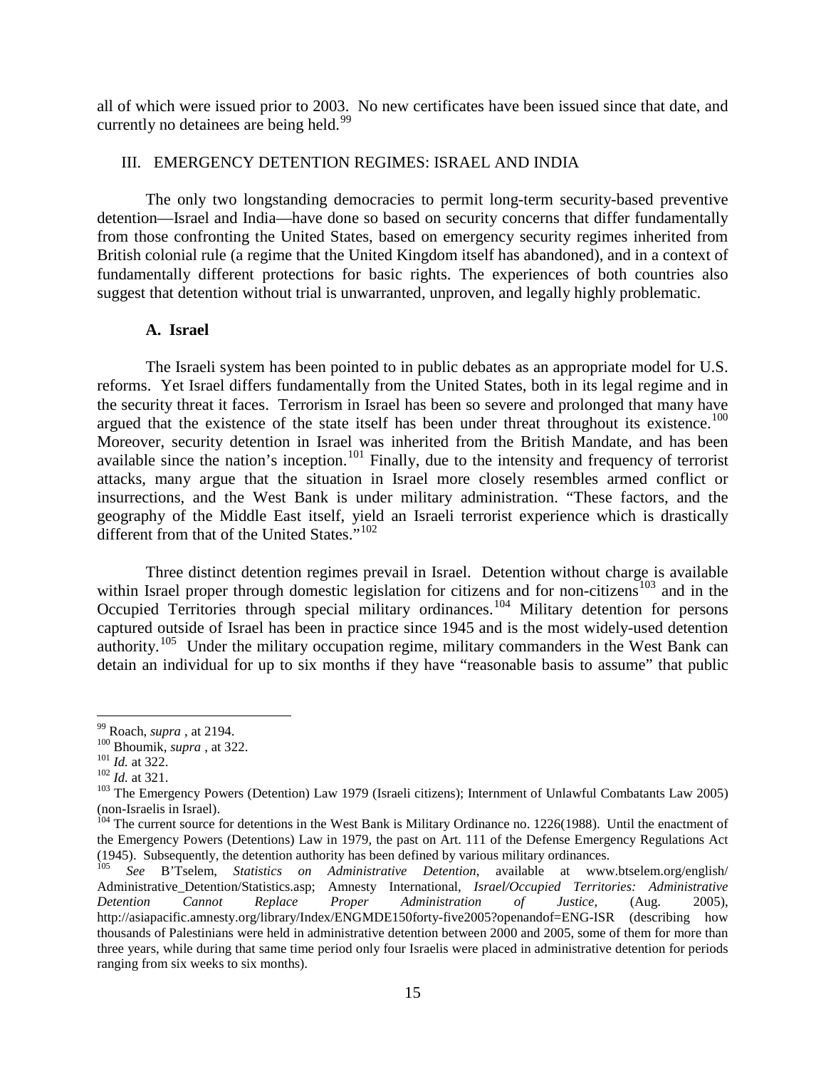all of which were issued prior to 2003. No new certificates have been issued since that date, and currently no detainees are being held.[99]

## III. EMERGENCY DETENTION REGIMES: ISRAEL AND INDIA

The only two longstanding democracies to permit long-term security-based preventive detention—Israel and India—have done so based on security concerns that differ fundamentally from those confronting the United States, based on emergency security regimes inherited from British colonial rule (a regime that the United Kingdom itself has abandoned), and in a context of fundamentally different protections for basic rights. The experiences of both countries also suggest that detention without trial is unwarranted, unproven, and legally highly problematic.

### A. Israel

The Israeli system has been pointed to in public debates as an appropriate model for U.S. reforms. Yet Israel differs fundamentally from the United States, both in its legal regime and in the security threat it faces. Terrorism in Israel has been so severe and prolonged that many have argued that the existence of the state itself has been under threat throughout its existence.[100] Moreover, security detention in Israel was inherited from the British Mandate, and has been available since the nation's inception.[101] Finally, due to the intensity and frequency of terrorist attacks, many argue that the situation in Israel more closely resembles armed conflict or insurrections, and the West Bank is under military administration. "These factors, and the geography of the Middle East itself, yield an Israeli terrorist experience which is drastically different from that of the United States."[102]

Three distinct detention regimes prevail in Israel. Detention without charge is available within Israel proper through domestic legislation for citizens and for non-citizens[103] and in the Occupied Territories through special military ordinances.[104] Military detention for persons captured outside of Israel has been in practice since 1945 and is the most widely-used detention authority.[105] Under the military occupation regime, military commanders in the West Bank can detain an individual for up to six months if they have "reasonable basis to assume" that public

---

[99] Roach, *supra* , at 2194.

[100] Bhoumik, *supra* , at 322.

[101] *Id.* at 322.

[102] *Id.* at 321.

[103] The Emergency Powers (Detention) Law 1979 (Israeli citizens); Internment of Unlawful Combatants Law 2005) (non-Israelis in Israel).

[104] The current source for detentions in the West Bank is Military Ordinance no. 1226(1988). Until the enactment of the Emergency Powers (Detentions) Law in 1979, the past on Art. 111 of the Defense Emergency Regulations Act (1945). Subsequently, the detention authority has been defined by various military ordinances.

[105] *See* B'Tselem, *Statistics on Administrative Detention*, available at www.btselem.org/english/Administrative_Detention/Statistics.asp; Amnesty International, *Israel/Occupied Territories: Administrative Detention Cannot Replace Proper Administration of Justice*, (Aug. 2005), http://asiapacific.amnesty.org/library/Index/ENGMDE150forty-five2005?openandof=ENG-ISR (describing how thousands of Palestinians were held in administrative detention between 2000 and 2005, some of them for more than three years, while during that same time period only four Israelis were placed in administrative detention for periods ranging from six weeks to six months).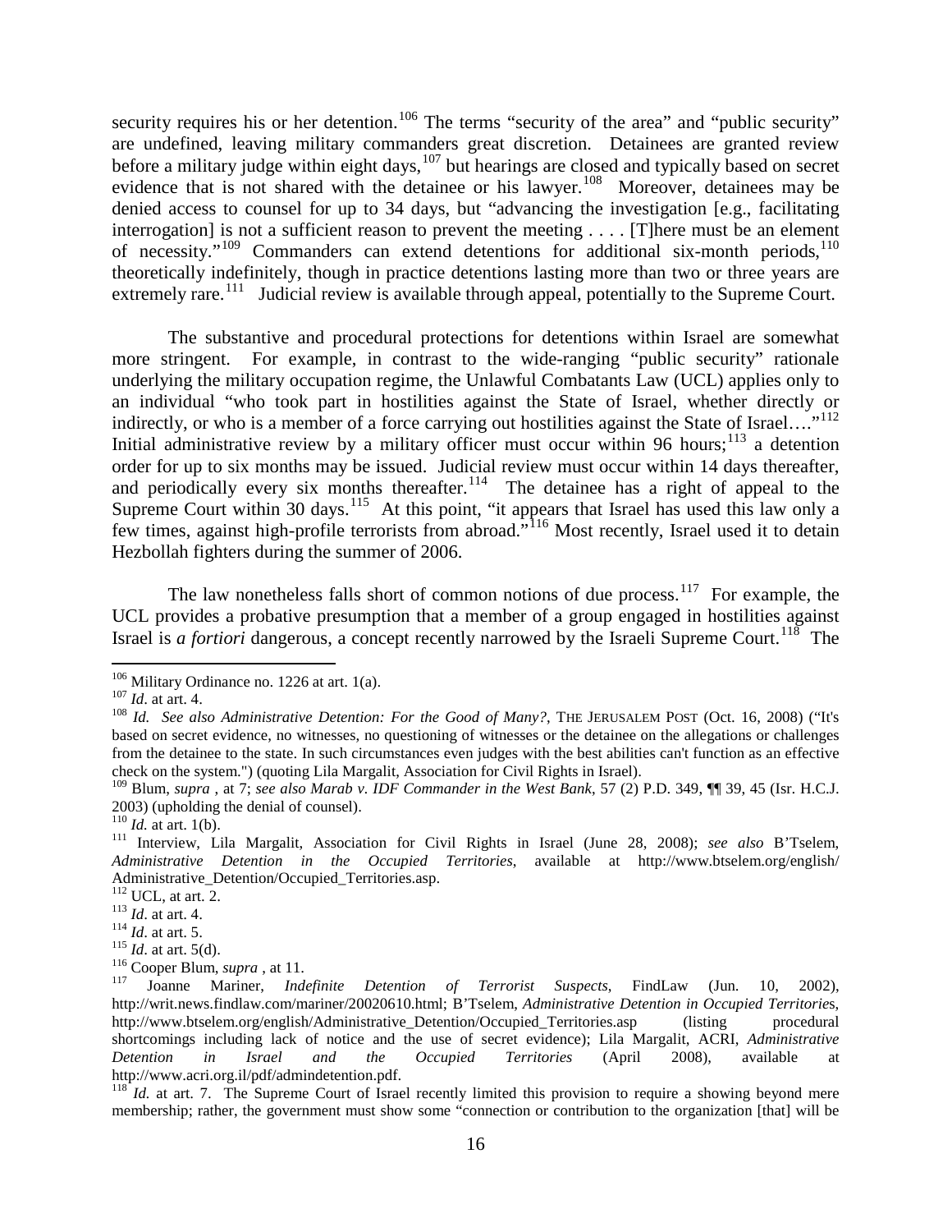security requires his or her detention.[106] The terms "security of the area" and "public security" are undefined, leaving military commanders great discretion. Detainees are granted review before a military judge within eight days,[107] but hearings are closed and typically based on secret evidence that is not shared with the detainee or his lawyer.[108] Moreover, detainees may be denied access to counsel for up to 34 days, but "advancing the investigation [e.g., facilitating interrogation] is not a sufficient reason to prevent the meeting . . . . [T]here must be an element of necessity."[109] Commanders can extend detentions for additional six-month periods,[110] theoretically indefinitely, though in practice detentions lasting more than two or three years are extremely rare.[111] Judicial review is available through appeal, potentially to the Supreme Court.

The substantive and procedural protections for detentions within Israel are somewhat more stringent. For example, in contrast to the wide-ranging "public security" rationale underlying the military occupation regime, the Unlawful Combatants Law (UCL) applies only to an individual "who took part in hostilities against the State of Israel, whether directly or indirectly, or who is a member of a force carrying out hostilities against the State of Israel…."[112] Initial administrative review by a military officer must occur within 96 hours;[113] a detention order for up to six months may be issued. Judicial review must occur within 14 days thereafter, and periodically every six months thereafter.[114] The detainee has a right of appeal to the Supreme Court within 30 days.[115] At this point, "it appears that Israel has used this law only a few times, against high-profile terrorists from abroad."[116] Most recently, Israel used it to detain Hezbollah fighters during the summer of 2006.

The law nonetheless falls short of common notions of due process.[117] For example, the UCL provides a probative presumption that a member of a group engaged in hostilities against Israel is *a fortiori* dangerous, a concept recently narrowed by the Israeli Supreme Court.[118] The

---

[106] Military Ordinance no. 1226 at art. 1(a).

[107] *Id*. at art. 4.

[108] *Id. See also Administrative Detention: For the Good of Many?*, THE JERUSALEM POST (Oct. 16, 2008) ("It's based on secret evidence, no witnesses, no questioning of witnesses or the detainee on the allegations or challenges from the detainee to the state. In such circumstances even judges with the best abilities can't function as an effective check on the system.") (quoting Lila Margalit, Association for Civil Rights in Israel).

[109] Blum, *supra* , at 7; *see also Marab v. IDF Commander in the West Bank*, 57 (2) P.D. 349, ¶¶ 39, 45 (Isr. H.C.J. 2003) (upholding the denial of counsel).

[110] *Id.* at art. 1(b).

[111] Interview, Lila Margalit, Association for Civil Rights in Israel (June 28, 2008); *see also* B'Tselem, *Administrative Detention in the Occupied Territories*, available at http://www.btselem.org/english/Administrative_Detention/Occupied_Territories.asp.

[112] UCL, at art. 2.

[113] *Id*. at art. 4.

[114] *Id*. at art. 5.

[115] *Id*. at art. 5(d).

[116] Cooper Blum, *supra* , at 11.

[117] Joanne Mariner, *Indefinite Detention of Terrorist Suspects*, FindLaw (Jun. 10, 2002), http://writ.news.findlaw.com/mariner/20020610.html; B'Tselem, *Administrative Detention in Occupied Territories*, http://www.btselem.org/english/Administrative_Detention/Occupied_Territories.asp (listing procedural shortcomings including lack of notice and the use of secret evidence); Lila Margalit, ACRI, *Administrative Detention in Israel and the Occupied Territories* (April 2008), available at http://www.acri.org.il/pdf/admindetention.pdf.

[118] *Id.* at art. 7. The Supreme Court of Israel recently limited this provision to require a showing beyond mere membership; rather, the government must show some "connection or contribution to the organization [that] will be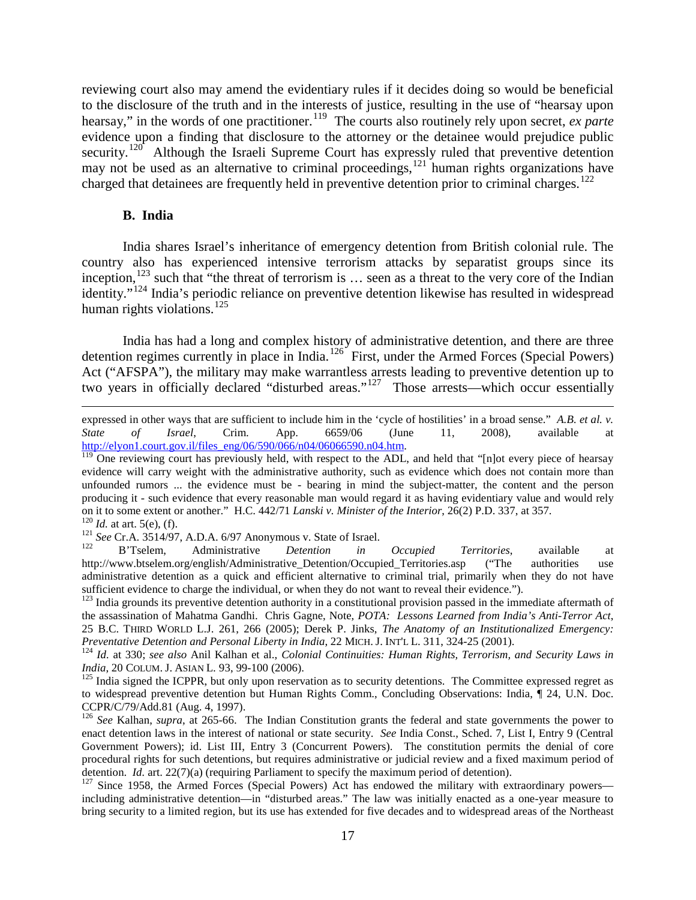reviewing court also may amend the evidentiary rules if it decides doing so would be beneficial to the disclosure of the truth and in the interests of justice, resulting in the use of "hearsay upon hearsay," in the words of one practitioner.[119] The courts also routinely rely upon secret, *ex parte* evidence upon a finding that disclosure to the attorney or the detainee would prejudice public security.[120] Although the Israeli Supreme Court has expressly ruled that preventive detention may not be used as an alternative to criminal proceedings,[121] human rights organizations have charged that detainees are frequently held in preventive detention prior to criminal charges.[122]

### B. India

India shares Israel's inheritance of emergency detention from British colonial rule. The country also has experienced intensive terrorism attacks by separatist groups since its inception,[123] such that "the threat of terrorism is … seen as a threat to the very core of the Indian identity."[124] India's periodic reliance on preventive detention likewise has resulted in widespread human rights violations.[125]

India has had a long and complex history of administrative detention, and there are three detention regimes currently in place in India.[126] First, under the Armed Forces (Special Powers) Act ("AFSPA"), the military may make warrantless arrests leading to preventive detention up to two years in officially declared "disturbed areas."[127] Those arrests—which occur essentially

---

expressed in other ways that are sufficient to include him in the 'cycle of hostilities' in a broad sense." *A.B. et al. v. State of Israel*, Crim. App. 6659/06 (June 11, 2008), available at http://elyon1.court.gov.il/files_eng/06/590/066/n04/06066590.n04.htm.

[119] One reviewing court has previously held, with respect to the ADL, and held that "[n]ot every piece of hearsay evidence will carry weight with the administrative authority, such as evidence which does not contain more than unfounded rumors ... the evidence must be - bearing in mind the subject-matter, the content and the person producing it - such evidence that every reasonable man would regard it as having evidentiary value and would rely on it to some extent or another." H.C. 442/71 *Lanski v. Minister of the Interior*, 26(2) P.D. 337, at 357.

[120] *Id.* at art. 5(e), (f).

[121] *See* Cr.A. 3514/97, A.D.A. 6/97 Anonymous v. State of Israel.

[122] B'Tselem, Administrative *Detention in Occupied Territories*, available at http://www.btselem.org/english/Administrative_Detention/Occupied_Territories.asp ("The authorities use administrative detention as a quick and efficient alternative to criminal trial, primarily when they do not have sufficient evidence to charge the individual, or when they do not want to reveal their evidence.").

[123] India grounds its preventive detention authority in a constitutional provision passed in the immediate aftermath of the assassination of Mahatma Gandhi. Chris Gagne, Note, *POTA: Lessons Learned from India's Anti-Terror Act*, 25 B.C. THIRD WORLD L.J. 261, 266 (2005); Derek P. Jinks, *The Anatomy of an Institutionalized Emergency: Preventative Detention and Personal Liberty in India*, 22 MICH. J. INT'L L. 311, 324-25 (2001).

[124] *Id.* at 330; *see also* Anil Kalhan et al., *Colonial Continuities: Human Rights, Terrorism, and Security Laws in India*, 20 COLUM. J. ASIAN L. 93, 99-100 (2006).

[125] India signed the ICPPR, but only upon reservation as to security detentions. The Committee expressed regret as to widespread preventive detention but Human Rights Comm., Concluding Observations: India, ¶ 24, U.N. Doc. CCPR/C/79/Add.81 (Aug. 4, 1997).

[126] *See* Kalhan, *supra*, at 265-66. The Indian Constitution grants the federal and state governments the power to enact detention laws in the interest of national or state security. *See* India Const., Sched. 7, List I, Entry 9 (Central Government Powers); id. List III, Entry 3 (Concurrent Powers). The constitution permits the denial of core procedural rights for such detentions, but requires administrative or judicial review and a fixed maximum period of detention. *Id.* art. 22(7)(a) (requiring Parliament to specify the maximum period of detention).

[127] Since 1958, the Armed Forces (Special Powers) Act has endowed the military with extraordinary powers—including administrative detention—in "disturbed areas." The law was initially enacted as a one-year measure to bring security to a limited region, but its use has extended for five decades and to widespread areas of the Northeast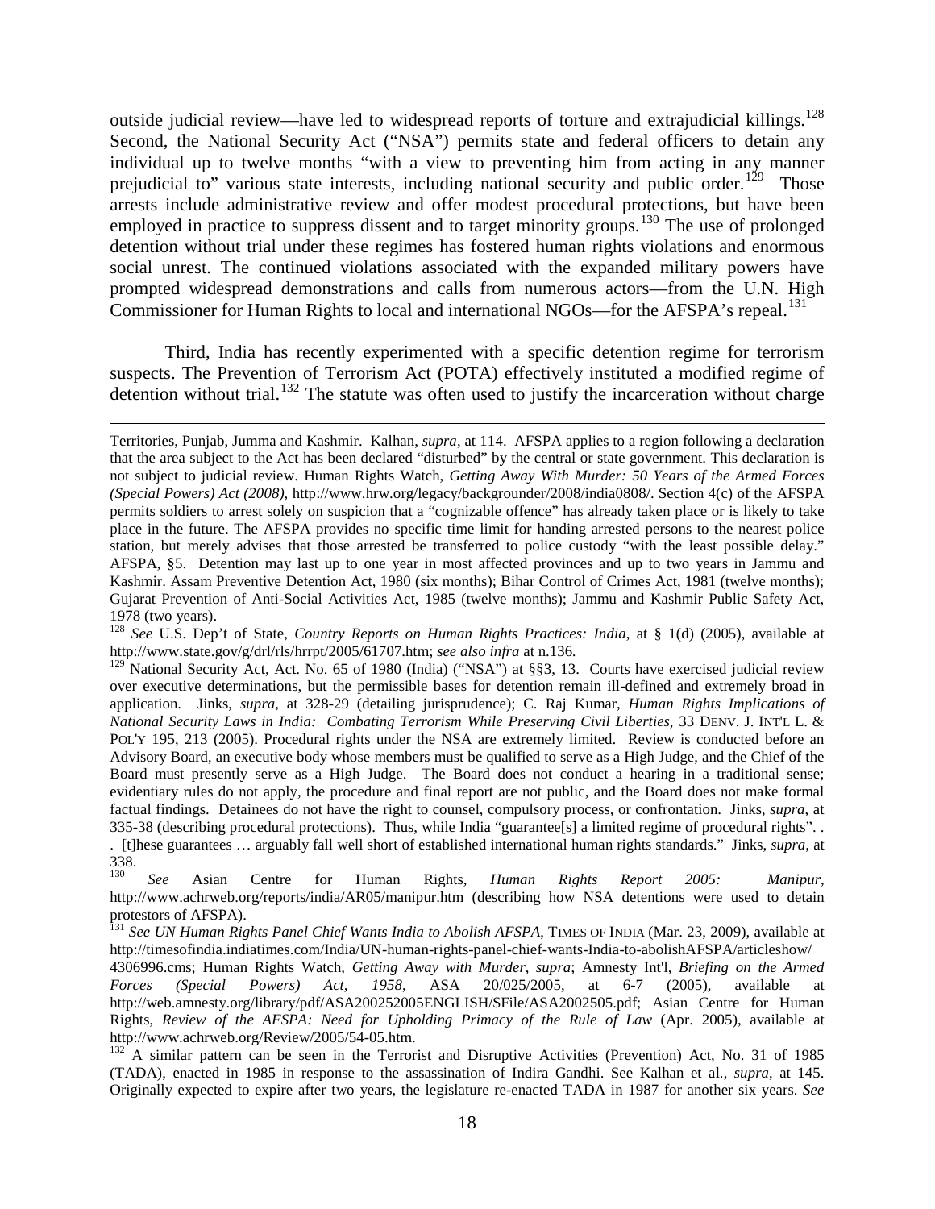outside judicial review—have led to widespread reports of torture and extrajudicial killings.[128] Second, the National Security Act ("NSA") permits state and federal officers to detain any individual up to twelve months "with a view to preventing him from acting in any manner prejudicial to" various state interests, including national security and public order.[129] Those arrests include administrative review and offer modest procedural protections, but have been employed in practice to suppress dissent and to target minority groups.[130] The use of prolonged detention without trial under these regimes has fostered human rights violations and enormous social unrest. The continued violations associated with the expanded military powers have prompted widespread demonstrations and calls from numerous actors—from the U.N. High Commissioner for Human Rights to local and international NGOs—for the AFSPA's repeal.[131]

Third, India has recently experimented with a specific detention regime for terrorism suspects. The Prevention of Terrorism Act (POTA) effectively instituted a modified regime of detention without trial.[132] The statute was often used to justify the incarceration without charge

---

Territories, Punjab, Jumma and Kashmir. Kalhan, *supra*, at 114. AFSPA applies to a region following a declaration that the area subject to the Act has been declared "disturbed" by the central or state government. This declaration is not subject to judicial review. Human Rights Watch, *Getting Away With Murder: 50 Years of the Armed Forces (Special Powers) Act (2008)*, http://www.hrw.org/legacy/backgrounder/2008/india0808/. Section 4(c) of the AFSPA permits soldiers to arrest solely on suspicion that a "cognizable offence" has already taken place or is likely to take place in the future. The AFSPA provides no specific time limit for handing arrested persons to the nearest police station, but merely advises that those arrested be transferred to police custody "with the least possible delay." AFSPA, §5. Detention may last up to one year in most affected provinces and up to two years in Jammu and Kashmir. Assam Preventive Detention Act, 1980 (six months); Bihar Control of Crimes Act, 1981 (twelve months); Gujarat Prevention of Anti-Social Activities Act, 1985 (twelve months); Jammu and Kashmir Public Safety Act, 1978 (two years).

[128] *See* U.S. Dep't of State, *Country Reports on Human Rights Practices: India*, at § 1(d) (2005), available at http://www.state.gov/g/drl/rls/hrrpt/2005/61707.htm; *see also infra* at n.136.

[129] National Security Act, Act. No. 65 of 1980 (India) ("NSA") at §§3, 13. Courts have exercised judicial review over executive determinations, but the permissible bases for detention remain ill-defined and extremely broad in application. Jinks, *supra*, at 328-29 (detailing jurisprudence); C. Raj Kumar, *Human Rights Implications of National Security Laws in India: Combating Terrorism While Preserving Civil Liberties*, 33 DENV. J. INT'L L. & POL'Y 195, 213 (2005). Procedural rights under the NSA are extremely limited. Review is conducted before an Advisory Board, an executive body whose members must be qualified to serve as a High Judge, and the Chief of the Board must presently serve as a High Judge. The Board does not conduct a hearing in a traditional sense; evidentiary rules do not apply, the procedure and final report are not public, and the Board does not make formal factual findings. Detainees do not have the right to counsel, compulsory process, or confrontation. Jinks, *supra*, at 335-38 (describing procedural protections). Thus, while India "guarantee[s] a limited regime of procedural rights". . . [t]hese guarantees … arguably fall well short of established international human rights standards." Jinks, *supra*, at 338.

[130] *See* Asian Centre for Human Rights, *Human Rights Report 2005: Manipur*, http://www.achrweb.org/reports/india/AR05/manipur.htm (describing how NSA detentions were used to detain protestors of AFSPA).

[131] *See UN Human Rights Panel Chief Wants India to Abolish AFSPA*, TIMES OF INDIA (Mar. 23, 2009), available at http://timesofindia.indiatimes.com/India/UN-human-rights-panel-chief-wants-India-to-abolishAFSPA/articleshow/4306996.cms; Human Rights Watch, *Getting Away with Murder*, *supra*; Amnesty Int'l, *Briefing on the Armed Forces (Special Powers) Act, 1958*, ASA 20/025/2005, at 6-7 (2005), available at http://web.amnesty.org/library/pdf/ASA200252005ENGLISH/$File/ASA2002505.pdf; Asian Centre for Human Rights, *Review of the AFSPA: Need for Upholding Primacy of the Rule of Law* (Apr. 2005), available at http://www.achrweb.org/Review/2005/54-05.htm.

[132] A similar pattern can be seen in the Terrorist and Disruptive Activities (Prevention) Act, No. 31 of 1985 (TADA), enacted in 1985 in response to the assassination of Indira Gandhi. See Kalhan et al., *supra*, at 145. Originally expected to expire after two years, the legislature re-enacted TADA in 1987 for another six years. *See*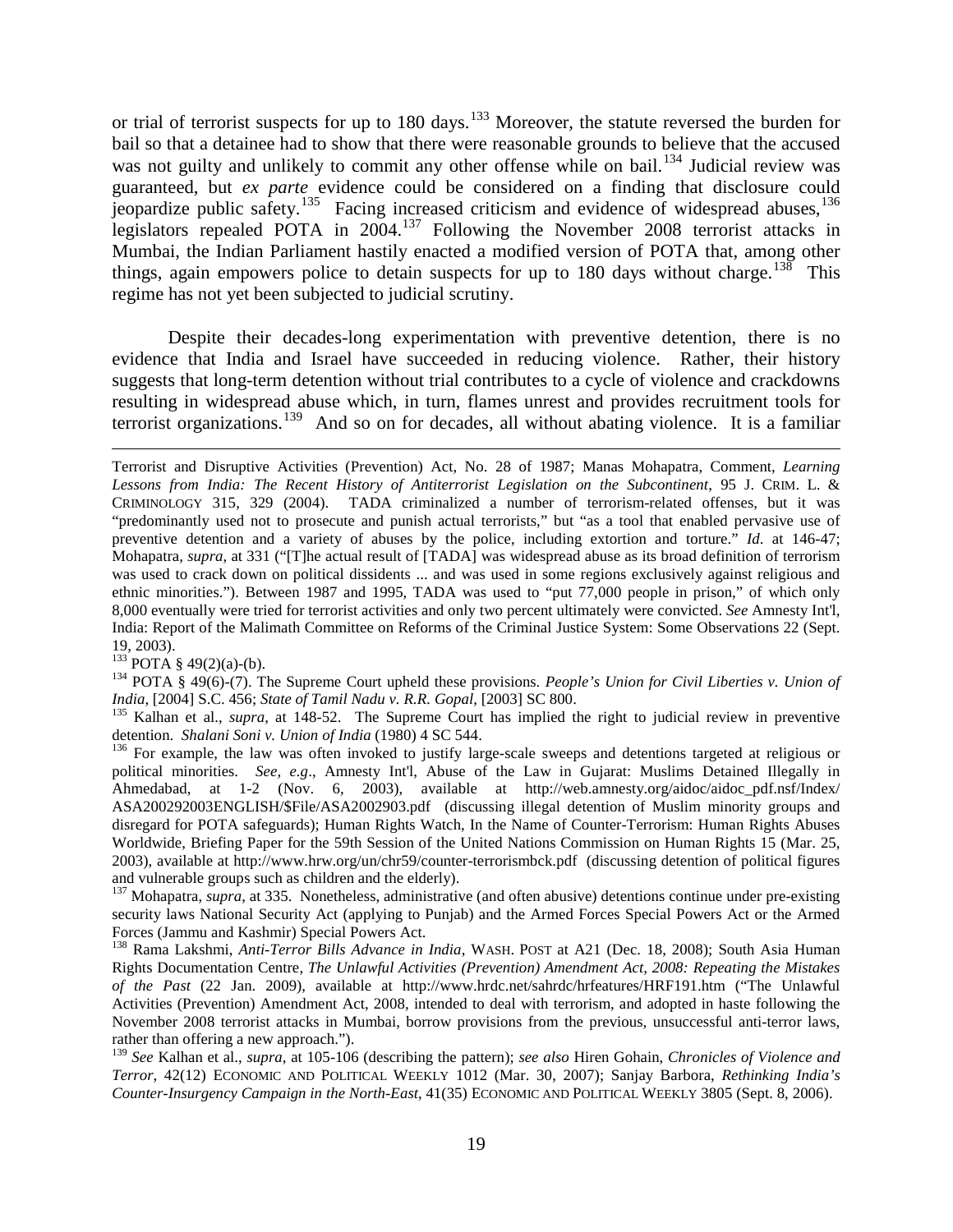or trial of terrorist suspects for up to 180 days.[133] Moreover, the statute reversed the burden for bail so that a detainee had to show that there were reasonable grounds to believe that the accused was not guilty and unlikely to commit any other offense while on bail.[134] Judicial review was guaranteed, but *ex parte* evidence could be considered on a finding that disclosure could jeopardize public safety.[135] Facing increased criticism and evidence of widespread abuses,[136] legislators repealed POTA in 2004.[137] Following the November 2008 terrorist attacks in Mumbai, the Indian Parliament hastily enacted a modified version of POTA that, among other things, again empowers police to detain suspects for up to 180 days without charge.[138] This regime has not yet been subjected to judicial scrutiny.

Despite their decades-long experimentation with preventive detention, there is no evidence that India and Israel have succeeded in reducing violence. Rather, their history suggests that long-term detention without trial contributes to a cycle of violence and crackdowns resulting in widespread abuse which, in turn, flames unrest and provides recruitment tools for terrorist organizations.[139] And so on for decades, all without abating violence. It is a familiar

---

Terrorist and Disruptive Activities (Prevention) Act, No. 28 of 1987; Manas Mohapatra, Comment, *Learning Lessons from India: The Recent History of Antiterrorist Legislation on the Subcontinent*, 95 J. CRIM. L. & CRIMINOLOGY 315, 329 (2004). TADA criminalized a number of terrorism-related offenses, but it was "predominantly used not to prosecute and punish actual terrorists," but "as a tool that enabled pervasive use of preventive detention and a variety of abuses by the police, including extortion and torture." *Id*. at 146-47; Mohapatra, *supra*, at 331 ("[T]he actual result of [TADA] was widespread abuse as its broad definition of terrorism was used to crack down on political dissidents ... and was used in some regions exclusively against religious and ethnic minorities."). Between 1987 and 1995, TADA was used to "put 77,000 people in prison," of which only 8,000 eventually were tried for terrorist activities and only two percent ultimately were convicted. *See* Amnesty Int'l, India: Report of the Malimath Committee on Reforms of the Criminal Justice System: Some Observations 22 (Sept. 19, 2003).

[133] POTA § 49(2)(a)-(b).

[134] POTA § 49(6)-(7). The Supreme Court upheld these provisions. *People's Union for Civil Liberties v. Union of India*, [2004] S.C. 456; *State of Tamil Nadu v. R.R. Gopal*, [2003] SC 800.

[135] Kalhan et al., *supra*, at 148-52. The Supreme Court has implied the right to judicial review in preventive detention. *Shalani Soni v. Union of India* (1980) 4 SC 544.

[136] For example, the law was often invoked to justify large-scale sweeps and detentions targeted at religious or political minorities. *See, e.g*., Amnesty Int'l, Abuse of the Law in Gujarat: Muslims Detained Illegally in Ahmedabad, at 1-2 (Nov. 6, 2003), available at http://web.amnesty.org/aidoc/aidoc_pdf.nsf/Index/ASA200292003ENGLISH/$File/ASA2002903.pdf (discussing illegal detention of Muslim minority groups and disregard for POTA safeguards); Human Rights Watch, In the Name of Counter-Terrorism: Human Rights Abuses Worldwide, Briefing Paper for the 59th Session of the United Nations Commission on Human Rights 15 (Mar. 25, 2003), available at http://www.hrw.org/un/chr59/counter-terrorismbck.pdf (discussing detention of political figures and vulnerable groups such as children and the elderly).

[137] Mohapatra, *supra*, at 335. Nonetheless, administrative (and often abusive) detentions continue under pre-existing security laws National Security Act (applying to Punjab) and the Armed Forces Special Powers Act or the Armed Forces (Jammu and Kashmir) Special Powers Act.

[138] Rama Lakshmi, *Anti-Terror Bills Advance in India*, WASH. POST at A21 (Dec. 18, 2008); South Asia Human Rights Documentation Centre, *The Unlawful Activities (Prevention) Amendment Act, 2008: Repeating the Mistakes of the Past* (22 Jan. 2009), available at http://www.hrdc.net/sahrdc/hrfeatures/HRF191.htm ("The Unlawful Activities (Prevention) Amendment Act, 2008, intended to deal with terrorism, and adopted in haste following the November 2008 terrorist attacks in Mumbai, borrow provisions from the previous, unsuccessful anti-terror laws, rather than offering a new approach.").

[139] *See* Kalhan et al., *supra*, at 105-106 (describing the pattern); *see also* Hiren Gohain, *Chronicles of Violence and Terror*, 42(12) ECONOMIC AND POLITICAL WEEKLY 1012 (Mar. 30, 2007); Sanjay Barbora, *Rethinking India's Counter-Insurgency Campaign in the North-East*, 41(35) ECONOMIC AND POLITICAL WEEKLY 3805 (Sept. 8, 2006).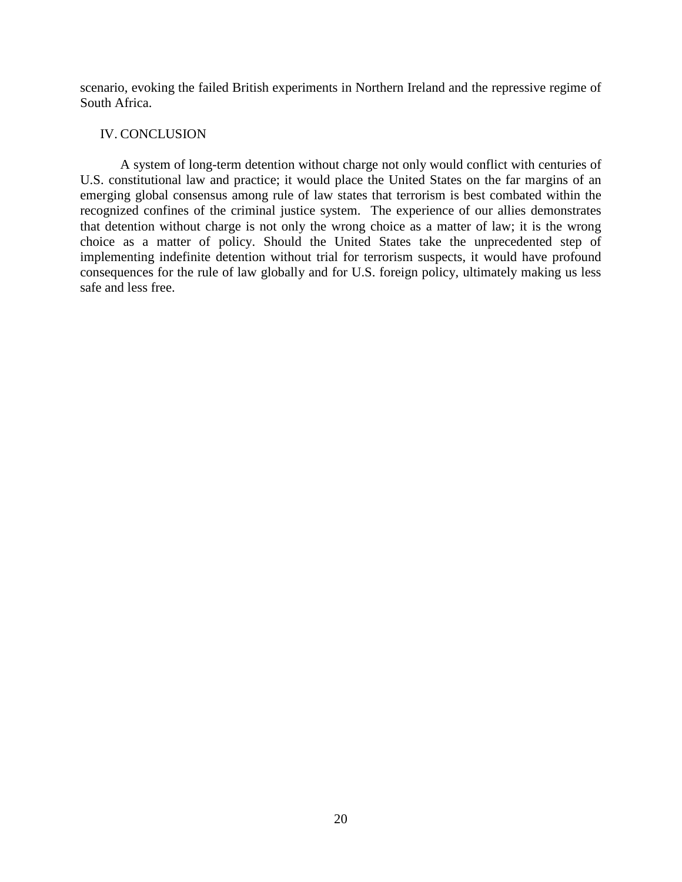scenario, evoking the failed British experiments in Northern Ireland and the repressive regime of South Africa.

## IV. CONCLUSION

A system of long-term detention without charge not only would conflict with centuries of U.S. constitutional law and practice; it would place the United States on the far margins of an emerging global consensus among rule of law states that terrorism is best combated within the recognized confines of the criminal justice system. The experience of our allies demonstrates that detention without charge is not only the wrong choice as a matter of law; it is the wrong choice as a matter of policy. Should the United States take the unprecedented step of implementing indefinite detention without trial for terrorism suspects, it would have profound consequences for the rule of law globally and for U.S. foreign policy, ultimately making us less safe and less free.